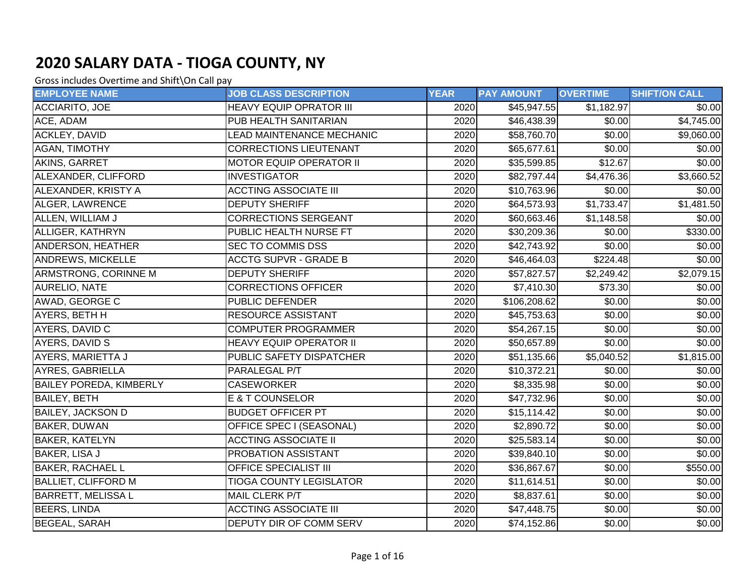# 2020 SALARY DATA - TIOGA COUNTY, NY

Gross includes Overtime and Shift\On Call pay

| EMPLOYEE NAME | JOB CLASS DESCRIPTION | YEAR | PAY AMOUNT | OVERTIME | SHIFT/ON CALL |
|---|---|---|---|---|---|
| ACCIARITO, JOE | HEAVY EQUIP OPRATOR III | 2020 | $45,947.55 | $1,182.97 | $0.00 |
| ACE, ADAM | PUB HEALTH SANITARIAN | 2020 | $46,438.39 | $0.00 | $4,745.00 |
| ACKLEY, DAVID | LEAD MAINTENANCE MECHANIC | 2020 | $58,760.70 | $0.00 | $9,060.00 |
| AGAN, TIMOTHY | CORRECTIONS LIEUTENANT | 2020 | $65,677.61 | $0.00 | $0.00 |
| AKINS, GARRET | MOTOR EQUIP OPERATOR II | 2020 | $35,599.85 | $12.67 | $0.00 |
| ALEXANDER, CLIFFORD | INVESTIGATOR | 2020 | $82,797.44 | $4,476.36 | $3,660.52 |
| ALEXANDER, KRISTY A | ACCTING ASSOCIATE III | 2020 | $10,763.96 | $0.00 | $0.00 |
| ALGER, LAWRENCE | DEPUTY SHERIFF | 2020 | $64,573.93 | $1,733.47 | $1,481.50 |
| ALLEN, WILLIAM J | CORRECTIONS SERGEANT | 2020 | $60,663.46 | $1,148.58 | $0.00 |
| ALLIGER, KATHRYN | PUBLIC HEALTH NURSE FT | 2020 | $30,209.36 | $0.00 | $330.00 |
| ANDERSON, HEATHER | SEC TO COMMIS DSS | 2020 | $42,743.92 | $0.00 | $0.00 |
| ANDREWS, MICKELLE | ACCTG SUPVR - GRADE B | 2020 | $46,464.03 | $224.48 | $0.00 |
| ARMSTRONG, CORINNE M | DEPUTY SHERIFF | 2020 | $57,827.57 | $2,249.42 | $2,079.15 |
| AURELIO, NATE | CORRECTIONS OFFICER | 2020 | $7,410.30 | $73.30 | $0.00 |
| AWAD, GEORGE C | PUBLIC DEFENDER | 2020 | $106,208.62 | $0.00 | $0.00 |
| AYERS, BETH H | RESOURCE ASSISTANT | 2020 | $45,753.63 | $0.00 | $0.00 |
| AYERS, DAVID C | COMPUTER PROGRAMMER | 2020 | $54,267.15 | $0.00 | $0.00 |
| AYERS, DAVID S | HEAVY EQUIP OPERATOR II | 2020 | $50,657.89 | $0.00 | $0.00 |
| AYERS, MARIETTA J | PUBLIC SAFETY DISPATCHER | 2020 | $51,135.66 | $5,040.52 | $1,815.00 |
| AYRES, GABRIELLA | PARALEGAL P/T | 2020 | $10,372.21 | $0.00 | $0.00 |
| BAILEY POREDA, KIMBERLY | CASEWORKER | 2020 | $8,335.98 | $0.00 | $0.00 |
| BAILEY, BETH | E & T COUNSELOR | 2020 | $47,732.96 | $0.00 | $0.00 |
| BAILEY, JACKSON D | BUDGET OFFICER PT | 2020 | $15,114.42 | $0.00 | $0.00 |
| BAKER, DUWAN | OFFICE SPEC I (SEASONAL) | 2020 | $2,890.72 | $0.00 | $0.00 |
| BAKER, KATELYN | ACCTING ASSOCIATE II | 2020 | $25,583.14 | $0.00 | $0.00 |
| BAKER, LISA J | PROBATION ASSISTANT | 2020 | $39,840.10 | $0.00 | $0.00 |
| BAKER, RACHAEL L | OFFICE SPECIALIST III | 2020 | $36,867.67 | $0.00 | $550.00 |
| BALLIET, CLIFFORD M | TIOGA COUNTY LEGISLATOR | 2020 | $11,614.51 | $0.00 | $0.00 |
| BARRETT, MELISSA L | MAIL CLERK P/T | 2020 | $8,837.61 | $0.00 | $0.00 |
| BEERS, LINDA | ACCTING ASSOCIATE III | 2020 | $47,448.75 | $0.00 | $0.00 |
| BEGEAL, SARAH | DEPUTY DIR OF COMM SERV | 2020 | $74,152.86 | $0.00 | $0.00 |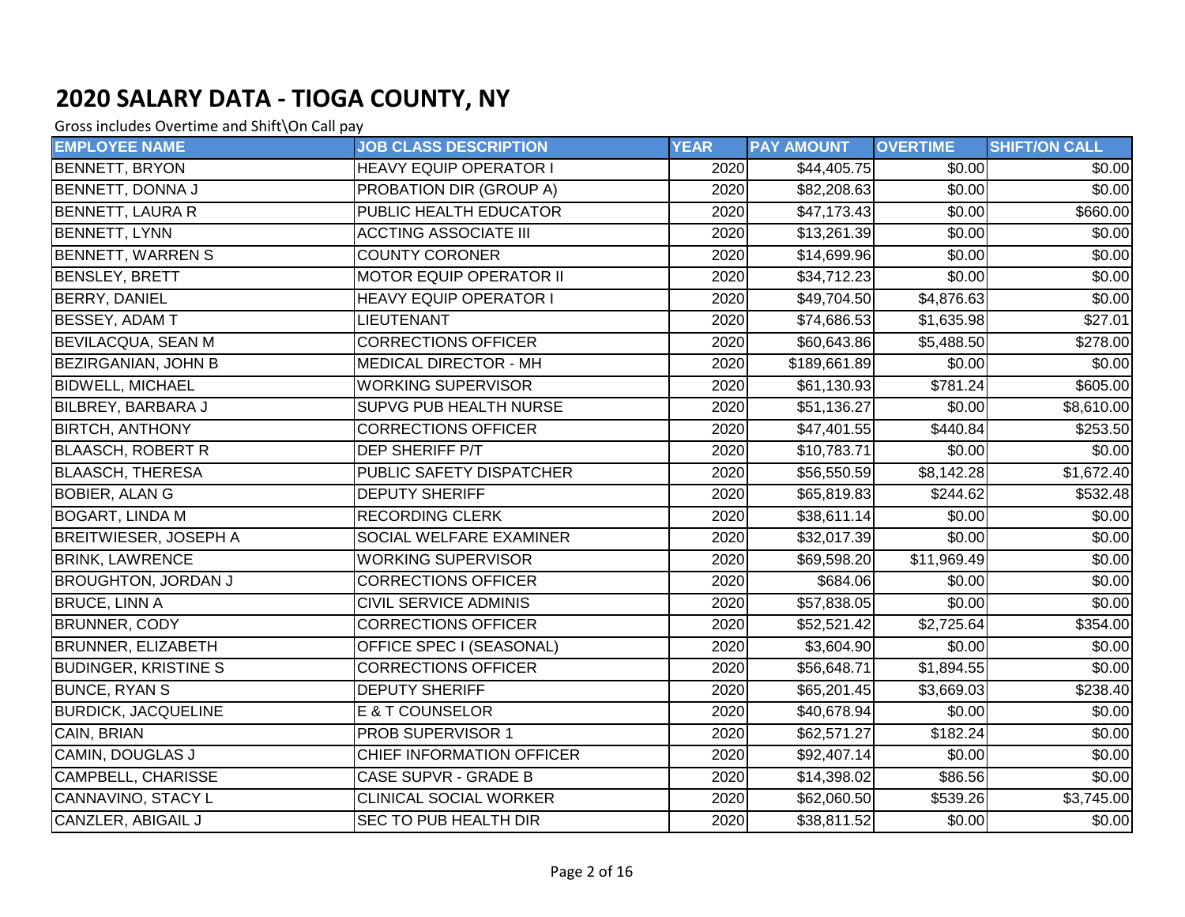# 2020 SALARY DATA - TIOGA COUNTY, NY

Gross includes Overtime and Shift\On Call pay

| EMPLOYEE NAME | JOB CLASS DESCRIPTION | YEAR | PAY AMOUNT | OVERTIME | SHIFT/ON CALL |
|---|---|---|---|---|---|
| BENNETT, BRYON | HEAVY EQUIP OPERATOR I | 2020 | $44,405.75 | $0.00 | $0.00 |
| BENNETT, DONNA J | PROBATION DIR (GROUP A) | 2020 | $82,208.63 | $0.00 | $0.00 |
| BENNETT, LAURA R | PUBLIC HEALTH EDUCATOR | 2020 | $47,173.43 | $0.00 | $660.00 |
| BENNETT, LYNN | ACCTING ASSOCIATE III | 2020 | $13,261.39 | $0.00 | $0.00 |
| BENNETT, WARREN S | COUNTY CORONER | 2020 | $14,699.96 | $0.00 | $0.00 |
| BENSLEY, BRETT | MOTOR EQUIP OPERATOR II | 2020 | $34,712.23 | $0.00 | $0.00 |
| BERRY, DANIEL | HEAVY EQUIP OPERATOR I | 2020 | $49,704.50 | $4,876.63 | $0.00 |
| BESSEY, ADAM T | LIEUTENANT | 2020 | $74,686.53 | $1,635.98 | $27.01 |
| BEVILACQUA, SEAN M | CORRECTIONS OFFICER | 2020 | $60,643.86 | $5,488.50 | $278.00 |
| BEZIRGANIAN, JOHN B | MEDICAL DIRECTOR - MH | 2020 | $189,661.89 | $0.00 | $0.00 |
| BIDWELL, MICHAEL | WORKING SUPERVISOR | 2020 | $61,130.93 | $781.24 | $605.00 |
| BILBREY, BARBARA J | SUPVG PUB HEALTH NURSE | 2020 | $51,136.27 | $0.00 | $8,610.00 |
| BIRTCH, ANTHONY | CORRECTIONS OFFICER | 2020 | $47,401.55 | $440.84 | $253.50 |
| BLAASCH, ROBERT R | DEP SHERIFF P/T | 2020 | $10,783.71 | $0.00 | $0.00 |
| BLAASCH, THERESA | PUBLIC SAFETY DISPATCHER | 2020 | $56,550.59 | $8,142.28 | $1,672.40 |
| BOBIER, ALAN G | DEPUTY SHERIFF | 2020 | $65,819.83 | $244.62 | $532.48 |
| BOGART, LINDA M | RECORDING CLERK | 2020 | $38,611.14 | $0.00 | $0.00 |
| BREITWIESER, JOSEPH A | SOCIAL WELFARE EXAMINER | 2020 | $32,017.39 | $0.00 | $0.00 |
| BRINK, LAWRENCE | WORKING SUPERVISOR | 2020 | $69,598.20 | $11,969.49 | $0.00 |
| BROUGHTON, JORDAN J | CORRECTIONS OFFICER | 2020 | $684.06 | $0.00 | $0.00 |
| BRUCE, LINN A | CIVIL SERVICE ADMINIS | 2020 | $57,838.05 | $0.00 | $0.00 |
| BRUNNER, CODY | CORRECTIONS OFFICER | 2020 | $52,521.42 | $2,725.64 | $354.00 |
| BRUNNER, ELIZABETH | OFFICE SPEC I (SEASONAL) | 2020 | $3,604.90 | $0.00 | $0.00 |
| BUDINGER, KRISTINE S | CORRECTIONS OFFICER | 2020 | $56,648.71 | $1,894.55 | $0.00 |
| BUNCE, RYAN S | DEPUTY SHERIFF | 2020 | $65,201.45 | $3,669.03 | $238.40 |
| BURDICK, JACQUELINE | E & T COUNSELOR | 2020 | $40,678.94 | $0.00 | $0.00 |
| CAIN, BRIAN | PROB SUPERVISOR 1 | 2020 | $62,571.27 | $182.24 | $0.00 |
| CAMIN, DOUGLAS J | CHIEF INFORMATION OFFICER | 2020 | $92,407.14 | $0.00 | $0.00 |
| CAMPBELL, CHARISSE | CASE SUPVR - GRADE B | 2020 | $14,398.02 | $86.56 | $0.00 |
| CANNAVINO, STACY L | CLINICAL SOCIAL WORKER | 2020 | $62,060.50 | $539.26 | $3,745.00 |
| CANZLER, ABIGAIL J | SEC TO PUB HEALTH DIR | 2020 | $38,811.52 | $0.00 | $0.00 |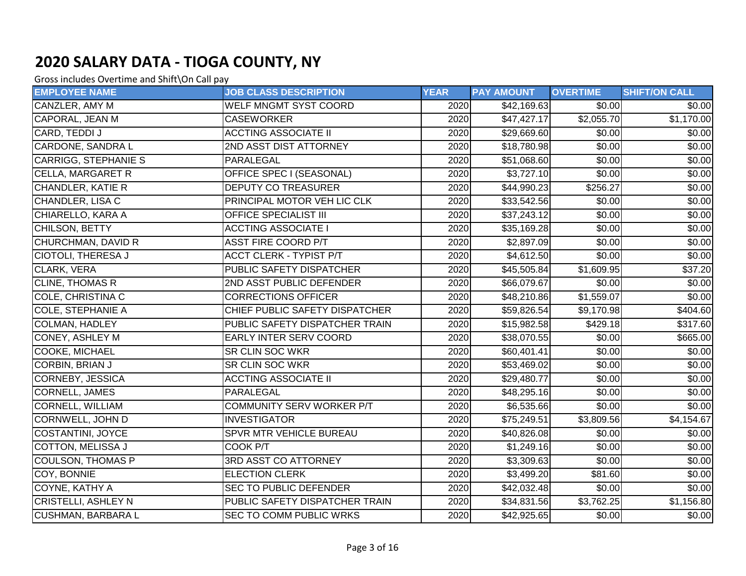# 2020 SALARY DATA - TIOGA COUNTY, NY

Gross includes Overtime and Shift\On Call pay

| EMPLOYEE NAME | JOB CLASS DESCRIPTION | YEAR | PAY AMOUNT | OVERTIME | SHIFT/ON CALL |
|---|---|---|---|---|---|
| CANZLER, AMY M | WELF MNGMT SYST COORD | 2020 | $42,169.63 | $0.00 | $0.00 |
| CAPORAL, JEAN M | CASEWORKER | 2020 | $47,427.17 | $2,055.70 | $1,170.00 |
| CARD, TEDDI J | ACCTING ASSOCIATE II | 2020 | $29,669.60 | $0.00 | $0.00 |
| CARDONE, SANDRA L | 2ND ASST DIST ATTORNEY | 2020 | $18,780.98 | $0.00 | $0.00 |
| CARRIGG, STEPHANIE S | PARALEGAL | 2020 | $51,068.60 | $0.00 | $0.00 |
| CELLA, MARGARET R | OFFICE SPEC I (SEASONAL) | 2020 | $3,727.10 | $0.00 | $0.00 |
| CHANDLER, KATIE R | DEPUTY CO TREASURER | 2020 | $44,990.23 | $256.27 | $0.00 |
| CHANDLER, LISA C | PRINCIPAL MOTOR VEH LIC CLK | 2020 | $33,542.56 | $0.00 | $0.00 |
| CHIARELLO, KARA A | OFFICE SPECIALIST III | 2020 | $37,243.12 | $0.00 | $0.00 |
| CHILSON, BETTY | ACCTING ASSOCIATE I | 2020 | $35,169.28 | $0.00 | $0.00 |
| CHURCHMAN, DAVID R | ASST FIRE COORD P/T | 2020 | $2,897.09 | $0.00 | $0.00 |
| CIOTOLI, THERESA J | ACCT CLERK - TYPIST P/T | 2020 | $4,612.50 | $0.00 | $0.00 |
| CLARK, VERA | PUBLIC SAFETY DISPATCHER | 2020 | $45,505.84 | $1,609.95 | $37.20 |
| CLINE, THOMAS R | 2ND ASST PUBLIC DEFENDER | 2020 | $66,079.67 | $0.00 | $0.00 |
| COLE, CHRISTINA C | CORRECTIONS OFFICER | 2020 | $48,210.86 | $1,559.07 | $0.00 |
| COLE, STEPHANIE A | CHIEF PUBLIC SAFETY DISPATCHER | 2020 | $59,826.54 | $9,170.98 | $404.60 |
| COLMAN, HADLEY | PUBLIC SAFETY DISPATCHER TRAIN | 2020 | $15,982.58 | $429.18 | $317.60 |
| CONEY, ASHLEY M | EARLY INTER SERV COORD | 2020 | $38,070.55 | $0.00 | $665.00 |
| COOKE, MICHAEL | SR CLIN SOC WKR | 2020 | $60,401.41 | $0.00 | $0.00 |
| CORBIN, BRIAN J | SR CLIN SOC WKR | 2020 | $53,469.02 | $0.00 | $0.00 |
| CORNEBY, JESSICA | ACCTING ASSOCIATE II | 2020 | $29,480.77 | $0.00 | $0.00 |
| CORNELL, JAMES | PARALEGAL | 2020 | $48,295.16 | $0.00 | $0.00 |
| CORNELL, WILLIAM | COMMUNITY SERV WORKER P/T | 2020 | $6,535.66 | $0.00 | $0.00 |
| CORNWELL, JOHN D | INVESTIGATOR | 2020 | $75,249.51 | $3,809.56 | $4,154.67 |
| COSTANTINI, JOYCE | SPVR MTR VEHICLE BUREAU | 2020 | $40,826.08 | $0.00 | $0.00 |
| COTTON, MELISSA J | COOK P/T | 2020 | $1,249.16 | $0.00 | $0.00 |
| COULSON, THOMAS P | 3RD ASST CO ATTORNEY | 2020 | $3,309.63 | $0.00 | $0.00 |
| COY, BONNIE | ELECTION CLERK | 2020 | $3,499.20 | $81.60 | $0.00 |
| COYNE, KATHY A | SEC TO PUBLIC DEFENDER | 2020 | $42,032.48 | $0.00 | $0.00 |
| CRISTELLI, ASHLEY N | PUBLIC SAFETY DISPATCHER TRAIN | 2020 | $34,831.56 | $3,762.25 | $1,156.80 |
| CUSHMAN, BARBARA L | SEC TO COMM PUBLIC WRKS | 2020 | $42,925.65 | $0.00 | $0.00 |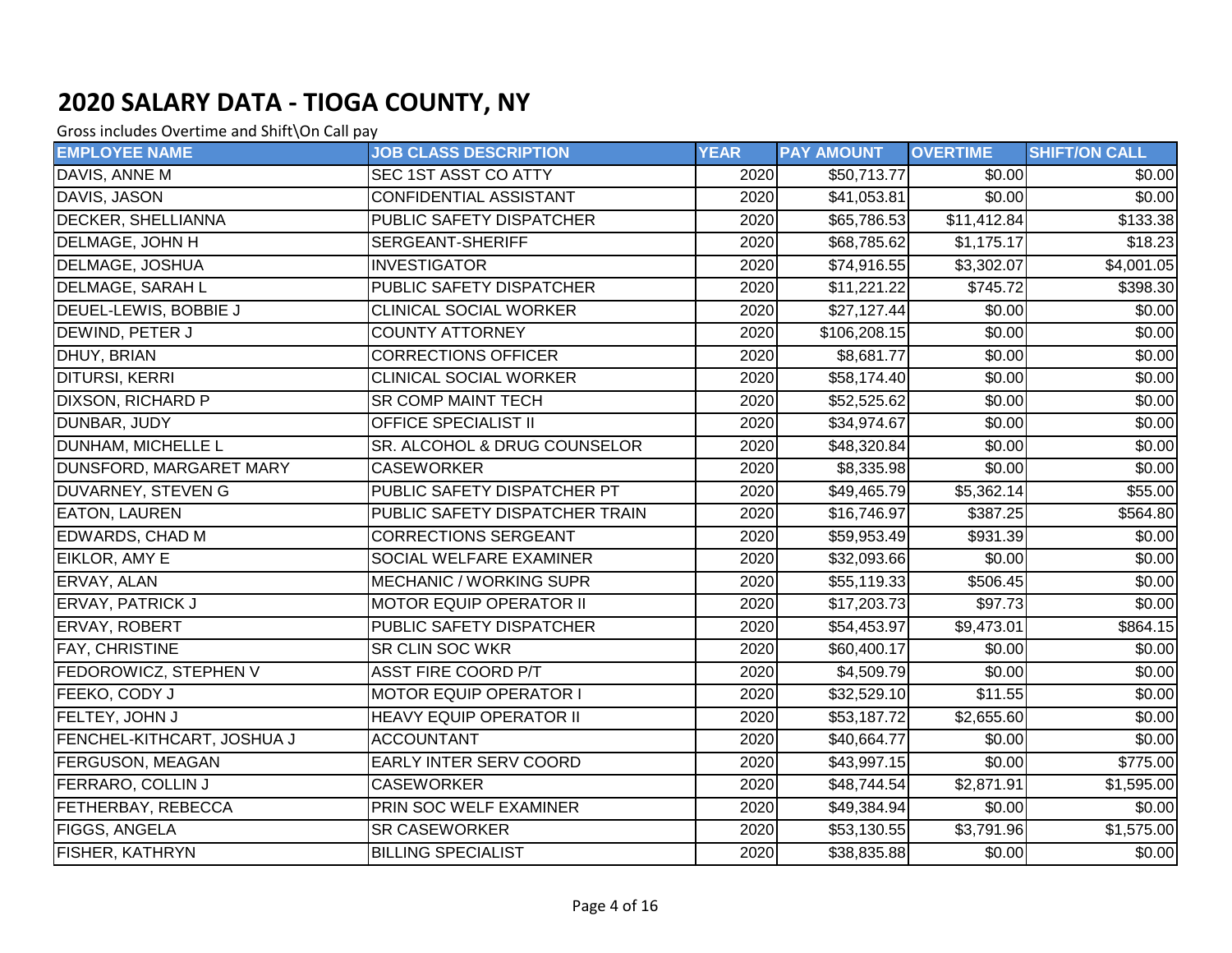# 2020 SALARY DATA - TIOGA COUNTY, NY

Gross includes Overtime and Shift\On Call pay

| EMPLOYEE NAME | JOB CLASS DESCRIPTION | YEAR | PAY AMOUNT | OVERTIME | SHIFT/ON CALL |
|---|---|---|---|---|---|
| DAVIS, ANNE M | SEC 1ST ASST CO ATTY | 2020 | $50,713.77 | $0.00 | $0.00 |
| DAVIS, JASON | CONFIDENTIAL ASSISTANT | 2020 | $41,053.81 | $0.00 | $0.00 |
| DECKER, SHELLIANNA | PUBLIC SAFETY DISPATCHER | 2020 | $65,786.53 | $11,412.84 | $133.38 |
| DELMAGE, JOHN H | SERGEANT-SHERIFF | 2020 | $68,785.62 | $1,175.17 | $18.23 |
| DELMAGE, JOSHUA | INVESTIGATOR | 2020 | $74,916.55 | $3,302.07 | $4,001.05 |
| DELMAGE, SARAH L | PUBLIC SAFETY DISPATCHER | 2020 | $11,221.22 | $745.72 | $398.30 |
| DEUEL-LEWIS, BOBBIE J | CLINICAL SOCIAL WORKER | 2020 | $27,127.44 | $0.00 | $0.00 |
| DEWIND, PETER J | COUNTY ATTORNEY | 2020 | $106,208.15 | $0.00 | $0.00 |
| DHUY, BRIAN | CORRECTIONS OFFICER | 2020 | $8,681.77 | $0.00 | $0.00 |
| DITURSI, KERRI | CLINICAL SOCIAL WORKER | 2020 | $58,174.40 | $0.00 | $0.00 |
| DIXSON, RICHARD P | SR COMP MAINT TECH | 2020 | $52,525.62 | $0.00 | $0.00 |
| DUNBAR, JUDY | OFFICE SPECIALIST II | 2020 | $34,974.67 | $0.00 | $0.00 |
| DUNHAM, MICHELLE L | SR. ALCOHOL & DRUG COUNSELOR | 2020 | $48,320.84 | $0.00 | $0.00 |
| DUNSFORD, MARGARET MARY | CASEWORKER | 2020 | $8,335.98 | $0.00 | $0.00 |
| DUVARNEY, STEVEN G | PUBLIC SAFETY DISPATCHER PT | 2020 | $49,465.79 | $5,362.14 | $55.00 |
| EATON, LAUREN | PUBLIC SAFETY DISPATCHER TRAIN | 2020 | $16,746.97 | $387.25 | $564.80 |
| EDWARDS, CHAD M | CORRECTIONS SERGEANT | 2020 | $59,953.49 | $931.39 | $0.00 |
| EIKLOR, AMY E | SOCIAL WELFARE EXAMINER | 2020 | $32,093.66 | $0.00 | $0.00 |
| ERVAY, ALAN | MECHANIC / WORKING SUPR | 2020 | $55,119.33 | $506.45 | $0.00 |
| ERVAY, PATRICK J | MOTOR EQUIP OPERATOR II | 2020 | $17,203.73 | $97.73 | $0.00 |
| ERVAY, ROBERT | PUBLIC SAFETY DISPATCHER | 2020 | $54,453.97 | $9,473.01 | $864.15 |
| FAY, CHRISTINE | SR CLIN SOC WKR | 2020 | $60,400.17 | $0.00 | $0.00 |
| FEDOROWICZ, STEPHEN V | ASST FIRE COORD P/T | 2020 | $4,509.79 | $0.00 | $0.00 |
| FEEKO, CODY J | MOTOR EQUIP OPERATOR I | 2020 | $32,529.10 | $11.55 | $0.00 |
| FELTEY, JOHN J | HEAVY EQUIP OPERATOR II | 2020 | $53,187.72 | $2,655.60 | $0.00 |
| FENCHEL-KITHCART, JOSHUA J | ACCOUNTANT | 2020 | $40,664.77 | $0.00 | $0.00 |
| FERGUSON, MEAGAN | EARLY INTER SERV COORD | 2020 | $43,997.15 | $0.00 | $775.00 |
| FERRARO, COLLIN J | CASEWORKER | 2020 | $48,744.54 | $2,871.91 | $1,595.00 |
| FETHERBAY, REBECCA | PRIN SOC WELF EXAMINER | 2020 | $49,384.94 | $0.00 | $0.00 |
| FIGGS, ANGELA | SR CASEWORKER | 2020 | $53,130.55 | $3,791.96 | $1,575.00 |
| FISHER, KATHRYN | BILLING SPECIALIST | 2020 | $38,835.88 | $0.00 | $0.00 |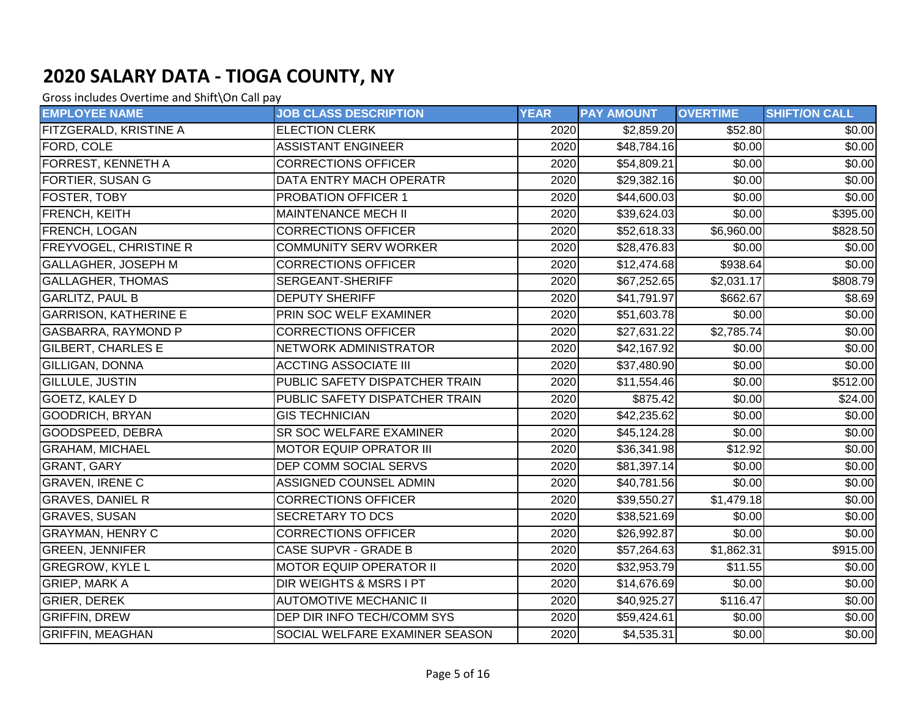# 2020 SALARY DATA - TIOGA COUNTY, NY

Gross includes Overtime and Shift\On Call pay

| EMPLOYEE NAME | JOB CLASS DESCRIPTION | YEAR | PAY AMOUNT | OVERTIME | SHIFT/ON CALL |
|---|---|---|---|---|---|
| FITZGERALD, KRISTINE A | ELECTION CLERK | 2020 | $2,859.20 | $52.80 | $0.00 |
| FORD, COLE | ASSISTANT ENGINEER | 2020 | $48,784.16 | $0.00 | $0.00 |
| FORREST, KENNETH A | CORRECTIONS OFFICER | 2020 | $54,809.21 | $0.00 | $0.00 |
| FORTIER, SUSAN G | DATA ENTRY MACH OPERATR | 2020 | $29,382.16 | $0.00 | $0.00 |
| FOSTER, TOBY | PROBATION OFFICER 1 | 2020 | $44,600.03 | $0.00 | $0.00 |
| FRENCH, KEITH | MAINTENANCE MECH II | 2020 | $39,624.03 | $0.00 | $395.00 |
| FRENCH, LOGAN | CORRECTIONS OFFICER | 2020 | $52,618.33 | $6,960.00 | $828.50 |
| FREYVOGEL, CHRISTINE R | COMMUNITY SERV WORKER | 2020 | $28,476.83 | $0.00 | $0.00 |
| GALLAGHER, JOSEPH M | CORRECTIONS OFFICER | 2020 | $12,474.68 | $938.64 | $0.00 |
| GALLAGHER, THOMAS | SERGEANT-SHERIFF | 2020 | $67,252.65 | $2,031.17 | $808.79 |
| GARLITZ, PAUL B | DEPUTY SHERIFF | 2020 | $41,791.97 | $662.67 | $8.69 |
| GARRISON, KATHERINE E | PRIN SOC WELF EXAMINER | 2020 | $51,603.78 | $0.00 | $0.00 |
| GASBARRA, RAYMOND P | CORRECTIONS OFFICER | 2020 | $27,631.22 | $2,785.74 | $0.00 |
| GILBERT, CHARLES E | NETWORK ADMINISTRATOR | 2020 | $42,167.92 | $0.00 | $0.00 |
| GILLIGAN, DONNA | ACCTING ASSOCIATE III | 2020 | $37,480.90 | $0.00 | $0.00 |
| GILLULE, JUSTIN | PUBLIC SAFETY DISPATCHER TRAIN | 2020 | $11,554.46 | $0.00 | $512.00 |
| GOETZ, KALEY D | PUBLIC SAFETY DISPATCHER TRAIN | 2020 | $875.42 | $0.00 | $24.00 |
| GOODRICH, BRYAN | GIS TECHNICIAN | 2020 | $42,235.62 | $0.00 | $0.00 |
| GOODSPEED, DEBRA | SR SOC WELFARE EXAMINER | 2020 | $45,124.28 | $0.00 | $0.00 |
| GRAHAM, MICHAEL | MOTOR EQUIP OPRATOR III | 2020 | $36,341.98 | $12.92 | $0.00 |
| GRANT, GARY | DEP COMM SOCIAL SERVS | 2020 | $81,397.14 | $0.00 | $0.00 |
| GRAVEN, IRENE C | ASSIGNED COUNSEL ADMIN | 2020 | $40,781.56 | $0.00 | $0.00 |
| GRAVES, DANIEL R | CORRECTIONS OFFICER | 2020 | $39,550.27 | $1,479.18 | $0.00 |
| GRAVES, SUSAN | SECRETARY TO DCS | 2020 | $38,521.69 | $0.00 | $0.00 |
| GRAYMAN, HENRY C | CORRECTIONS OFFICER | 2020 | $26,992.87 | $0.00 | $0.00 |
| GREEN, JENNIFER | CASE SUPVR - GRADE B | 2020 | $57,264.63 | $1,862.31 | $915.00 |
| GREGROW, KYLE L | MOTOR EQUIP OPERATOR II | 2020 | $32,953.79 | $11.55 | $0.00 |
| GRIEP, MARK A | DIR WEIGHTS & MSRS I PT | 2020 | $14,676.69 | $0.00 | $0.00 |
| GRIER, DEREK | AUTOMOTIVE MECHANIC II | 2020 | $40,925.27 | $116.47 | $0.00 |
| GRIFFIN, DREW | DEP DIR INFO TECH/COMM SYS | 2020 | $59,424.61 | $0.00 | $0.00 |
| GRIFFIN, MEAGHAN | SOCIAL WELFARE EXAMINER SEASON | 2020 | $4,535.31 | $0.00 | $0.00 |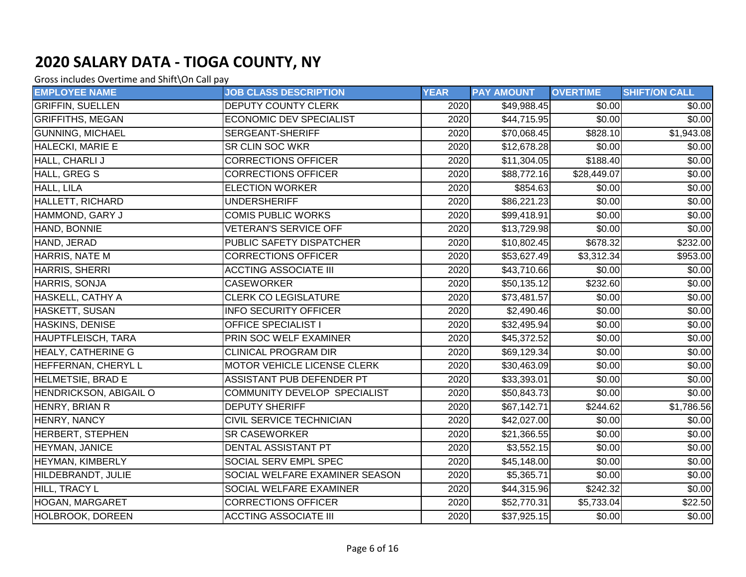# 2020 SALARY DATA - TIOGA COUNTY, NY

Gross includes Overtime and Shift\On Call pay

| EMPLOYEE NAME | JOB CLASS DESCRIPTION | YEAR | PAY AMOUNT | OVERTIME | SHIFT/ON CALL |
|---|---|---|---|---|---|
| GRIFFIN, SUELLEN | DEPUTY COUNTY CLERK | 2020 | $49,988.45 | $0.00 | $0.00 |
| GRIFFITHS, MEGAN | ECONOMIC DEV SPECIALIST | 2020 | $44,715.95 | $0.00 | $0.00 |
| GUNNING, MICHAEL | SERGEANT-SHERIFF | 2020 | $70,068.45 | $828.10 | $1,943.08 |
| HALECKI, MARIE E | SR CLIN SOC WKR | 2020 | $12,678.28 | $0.00 | $0.00 |
| HALL, CHARLI J | CORRECTIONS OFFICER | 2020 | $11,304.05 | $188.40 | $0.00 |
| HALL, GREG S | CORRECTIONS OFFICER | 2020 | $88,772.16 | $28,449.07 | $0.00 |
| HALL, LILA | ELECTION WORKER | 2020 | $854.63 | $0.00 | $0.00 |
| HALLETT, RICHARD | UNDERSHERIFF | 2020 | $86,221.23 | $0.00 | $0.00 |
| HAMMOND, GARY J | COMIS PUBLIC WORKS | 2020 | $99,418.91 | $0.00 | $0.00 |
| HAND, BONNIE | VETERAN'S SERVICE OFF | 2020 | $13,729.98 | $0.00 | $0.00 |
| HAND, JERAD | PUBLIC SAFETY DISPATCHER | 2020 | $10,802.45 | $678.32 | $232.00 |
| HARRIS, NATE M | CORRECTIONS OFFICER | 2020 | $53,627.49 | $3,312.34 | $953.00 |
| HARRIS, SHERRI | ACCTING ASSOCIATE III | 2020 | $43,710.66 | $0.00 | $0.00 |
| HARRIS, SONJA | CASEWORKER | 2020 | $50,135.12 | $232.60 | $0.00 |
| HASKELL, CATHY A | CLERK CO LEGISLATURE | 2020 | $73,481.57 | $0.00 | $0.00 |
| HASKETT, SUSAN | INFO SECURITY OFFICER | 2020 | $2,490.46 | $0.00 | $0.00 |
| HASKINS, DENISE | OFFICE SPECIALIST I | 2020 | $32,495.94 | $0.00 | $0.00 |
| HAUPTFLEISCH, TARA | PRIN SOC WELF EXAMINER | 2020 | $45,372.52 | $0.00 | $0.00 |
| HEALY, CATHERINE G | CLINICAL PROGRAM DIR | 2020 | $69,129.34 | $0.00 | $0.00 |
| HEFFERNAN, CHERYL L | MOTOR VEHICLE LICENSE CLERK | 2020 | $30,463.09 | $0.00 | $0.00 |
| HELMETSIE, BRAD E | ASSISTANT PUB DEFENDER PT | 2020 | $33,393.01 | $0.00 | $0.00 |
| HENDRICKSON, ABIGAIL O | COMMUNITY DEVELOP SPECIALIST | 2020 | $50,843.73 | $0.00 | $0.00 |
| HENRY, BRIAN R | DEPUTY SHERIFF | 2020 | $67,142.71 | $244.62 | $1,786.56 |
| HENRY, NANCY | CIVIL SERVICE TECHNICIAN | 2020 | $42,027.00 | $0.00 | $0.00 |
| HERBERT, STEPHEN | SR CASEWORKER | 2020 | $21,366.55 | $0.00 | $0.00 |
| HEYMAN, JANICE | DENTAL ASSISTANT PT | 2020 | $3,552.15 | $0.00 | $0.00 |
| HEYMAN, KIMBERLY | SOCIAL SERV EMPL SPEC | 2020 | $45,148.00 | $0.00 | $0.00 |
| HILDEBRANDT, JULIE | SOCIAL WELFARE EXAMINER SEASON | 2020 | $5,365.71 | $0.00 | $0.00 |
| HILL, TRACY L | SOCIAL WELFARE EXAMINER | 2020 | $44,315.96 | $242.32 | $0.00 |
| HOGAN, MARGARET | CORRECTIONS OFFICER | 2020 | $52,770.31 | $5,733.04 | $22.50 |
| HOLBROOK, DOREEN | ACCTING ASSOCIATE III | 2020 | $37,925.15 | $0.00 | $0.00 |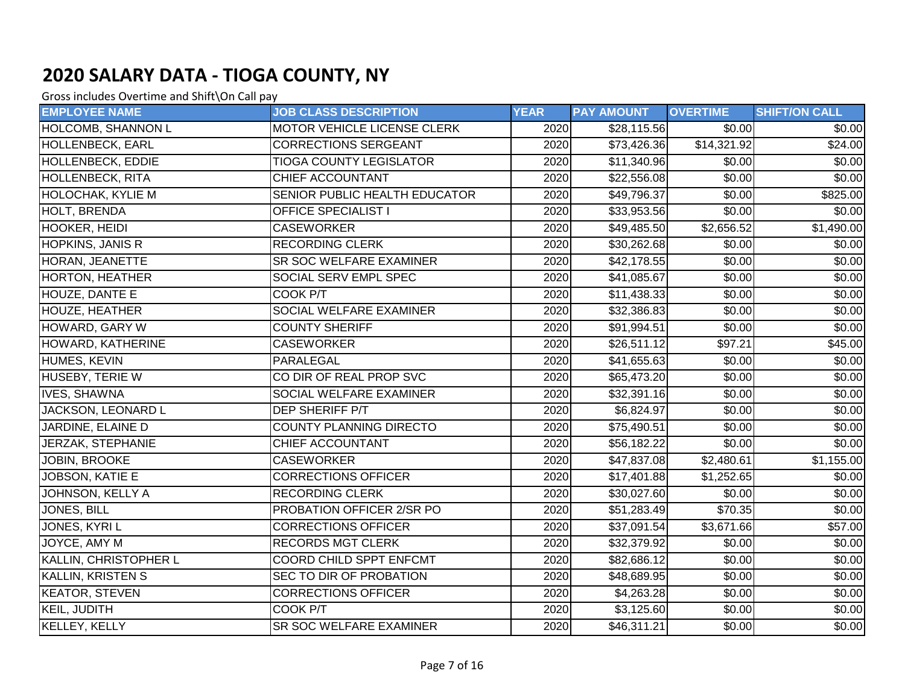# 2020 SALARY DATA - TIOGA COUNTY, NY

Gross includes Overtime and Shift\On Call pay

| EMPLOYEE NAME | JOB CLASS DESCRIPTION | YEAR | PAY AMOUNT | OVERTIME | SHIFT/ON CALL |
|---|---|---|---|---|---|
| HOLCOMB, SHANNON L | MOTOR VEHICLE LICENSE CLERK | 2020 | $28,115.56 | $0.00 | $0.00 |
| HOLLENBECK, EARL | CORRECTIONS SERGEANT | 2020 | $73,426.36 | $14,321.92 | $24.00 |
| HOLLENBECK, EDDIE | TIOGA COUNTY LEGISLATOR | 2020 | $11,340.96 | $0.00 | $0.00 |
| HOLLENBECK, RITA | CHIEF ACCOUNTANT | 2020 | $22,556.08 | $0.00 | $0.00 |
| HOLOCHAK, KYLIE M | SENIOR PUBLIC HEALTH EDUCATOR | 2020 | $49,796.37 | $0.00 | $825.00 |
| HOLT, BRENDA | OFFICE SPECIALIST I | 2020 | $33,953.56 | $0.00 | $0.00 |
| HOOKER, HEIDI | CASEWORKER | 2020 | $49,485.50 | $2,656.52 | $1,490.00 |
| HOPKINS, JANIS R | RECORDING CLERK | 2020 | $30,262.68 | $0.00 | $0.00 |
| HORAN, JEANETTE | SR SOC WELFARE EXAMINER | 2020 | $42,178.55 | $0.00 | $0.00 |
| HORTON, HEATHER | SOCIAL SERV EMPL SPEC | 2020 | $41,085.67 | $0.00 | $0.00 |
| HOUZE, DANTE E | COOK P/T | 2020 | $11,438.33 | $0.00 | $0.00 |
| HOUZE, HEATHER | SOCIAL WELFARE EXAMINER | 2020 | $32,386.83 | $0.00 | $0.00 |
| HOWARD, GARY W | COUNTY SHERIFF | 2020 | $91,994.51 | $0.00 | $0.00 |
| HOWARD, KATHERINE | CASEWORKER | 2020 | $26,511.12 | $97.21 | $45.00 |
| HUMES, KEVIN | PARALEGAL | 2020 | $41,655.63 | $0.00 | $0.00 |
| HUSEBY, TERIE W | CO DIR OF REAL PROP SVC | 2020 | $65,473.20 | $0.00 | $0.00 |
| IVES, SHAWNA | SOCIAL WELFARE EXAMINER | 2020 | $32,391.16 | $0.00 | $0.00 |
| JACKSON, LEONARD L | DEP SHERIFF P/T | 2020 | $6,824.97 | $0.00 | $0.00 |
| JARDINE, ELAINE D | COUNTY PLANNING DIRECTO | 2020 | $75,490.51 | $0.00 | $0.00 |
| JERZAK, STEPHANIE | CHIEF ACCOUNTANT | 2020 | $56,182.22 | $0.00 | $0.00 |
| JOBIN, BROOKE | CASEWORKER | 2020 | $47,837.08 | $2,480.61 | $1,155.00 |
| JOBSON, KATIE E | CORRECTIONS OFFICER | 2020 | $17,401.88 | $1,252.65 | $0.00 |
| JOHNSON, KELLY A | RECORDING CLERK | 2020 | $30,027.60 | $0.00 | $0.00 |
| JONES, BILL | PROBATION OFFICER 2/SR PO | 2020 | $51,283.49 | $70.35 | $0.00 |
| JONES, KYRI L | CORRECTIONS OFFICER | 2020 | $37,091.54 | $3,671.66 | $57.00 |
| JOYCE, AMY M | RECORDS MGT CLERK | 2020 | $32,379.92 | $0.00 | $0.00 |
| KALLIN, CHRISTOPHER L | COORD CHILD SPPT ENFCMT | 2020 | $82,686.12 | $0.00 | $0.00 |
| KALLIN, KRISTEN S | SEC TO DIR OF PROBATION | 2020 | $48,689.95 | $0.00 | $0.00 |
| KEATOR, STEVEN | CORRECTIONS OFFICER | 2020 | $4,263.28 | $0.00 | $0.00 |
| KEIL, JUDITH | COOK P/T | 2020 | $3,125.60 | $0.00 | $0.00 |
| KELLEY, KELLY | SR SOC WELFARE EXAMINER | 2020 | $46,311.21 | $0.00 | $0.00 |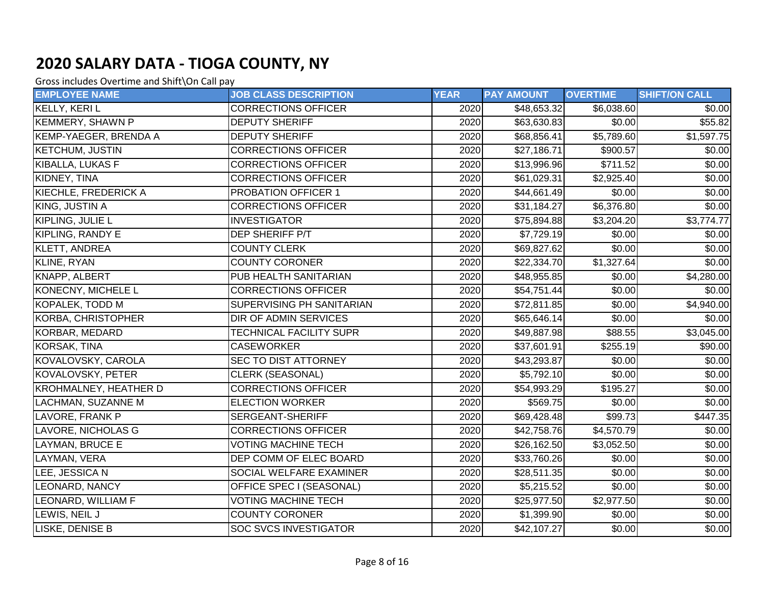# 2020 SALARY DATA - TIOGA COUNTY, NY

Gross includes Overtime and Shift\On Call pay

| EMPLOYEE NAME | JOB CLASS DESCRIPTION | YEAR | PAY AMOUNT | OVERTIME | SHIFT/ON CALL |
|---|---|---|---|---|---|
| KELLY, KERI L | CORRECTIONS OFFICER | 2020 | $48,653.32 | $6,038.60 | $0.00 |
| KEMMERY, SHAWN P | DEPUTY SHERIFF | 2020 | $63,630.83 | $0.00 | $55.82 |
| KEMP-YAEGER, BRENDA A | DEPUTY SHERIFF | 2020 | $68,856.41 | $5,789.60 | $1,597.75 |
| KETCHUM, JUSTIN | CORRECTIONS OFFICER | 2020 | $27,186.71 | $900.57 | $0.00 |
| KIBALLA, LUKAS F | CORRECTIONS OFFICER | 2020 | $13,996.96 | $711.52 | $0.00 |
| KIDNEY, TINA | CORRECTIONS OFFICER | 2020 | $61,029.31 | $2,925.40 | $0.00 |
| KIECHLE, FREDERICK A | PROBATION OFFICER 1 | 2020 | $44,661.49 | $0.00 | $0.00 |
| KING, JUSTIN A | CORRECTIONS OFFICER | 2020 | $31,184.27 | $6,376.80 | $0.00 |
| KIPLING, JULIE L | INVESTIGATOR | 2020 | $75,894.88 | $3,204.20 | $3,774.77 |
| KIPLING, RANDY E | DEP SHERIFF P/T | 2020 | $7,729.19 | $0.00 | $0.00 |
| KLETT, ANDREA | COUNTY CLERK | 2020 | $69,827.62 | $0.00 | $0.00 |
| KLINE, RYAN | COUNTY CORONER | 2020 | $22,334.70 | $1,327.64 | $0.00 |
| KNAPP, ALBERT | PUB HEALTH SANITARIAN | 2020 | $48,955.85 | $0.00 | $4,280.00 |
| KONECNY, MICHELE L | CORRECTIONS OFFICER | 2020 | $54,751.44 | $0.00 | $0.00 |
| KOPALEK, TODD M | SUPERVISING PH SANITARIAN | 2020 | $72,811.85 | $0.00 | $4,940.00 |
| KORBA, CHRISTOPHER | DIR OF ADMIN SERVICES | 2020 | $65,646.14 | $0.00 | $0.00 |
| KORBAR, MEDARD | TECHNICAL FACILITY SUPR | 2020 | $49,887.98 | $88.55 | $3,045.00 |
| KORSAK, TINA | CASEWORKER | 2020 | $37,601.91 | $255.19 | $90.00 |
| KOVALOVSKY, CAROLA | SEC TO DIST ATTORNEY | 2020 | $43,293.87 | $0.00 | $0.00 |
| KOVALOVSKY, PETER | CLERK (SEASONAL) | 2020 | $5,792.10 | $0.00 | $0.00 |
| KROHMALNEY, HEATHER D | CORRECTIONS OFFICER | 2020 | $54,993.29 | $195.27 | $0.00 |
| LACHMAN, SUZANNE M | ELECTION WORKER | 2020 | $569.75 | $0.00 | $0.00 |
| LAVORE, FRANK P | SERGEANT-SHERIFF | 2020 | $69,428.48 | $99.73 | $447.35 |
| LAVORE, NICHOLAS G | CORRECTIONS OFFICER | 2020 | $42,758.76 | $4,570.79 | $0.00 |
| LAYMAN, BRUCE E | VOTING MACHINE TECH | 2020 | $26,162.50 | $3,052.50 | $0.00 |
| LAYMAN, VERA | DEP COMM OF ELEC BOARD | 2020 | $33,760.26 | $0.00 | $0.00 |
| LEE, JESSICA N | SOCIAL WELFARE EXAMINER | 2020 | $28,511.35 | $0.00 | $0.00 |
| LEONARD, NANCY | OFFICE SPEC I (SEASONAL) | 2020 | $5,215.52 | $0.00 | $0.00 |
| LEONARD, WILLIAM F | VOTING MACHINE TECH | 2020 | $25,977.50 | $2,977.50 | $0.00 |
| LEWIS, NEIL J | COUNTY CORONER | 2020 | $1,399.90 | $0.00 | $0.00 |
| LISKE, DENISE B | SOC SVCS INVESTIGATOR | 2020 | $42,107.27 | $0.00 | $0.00 |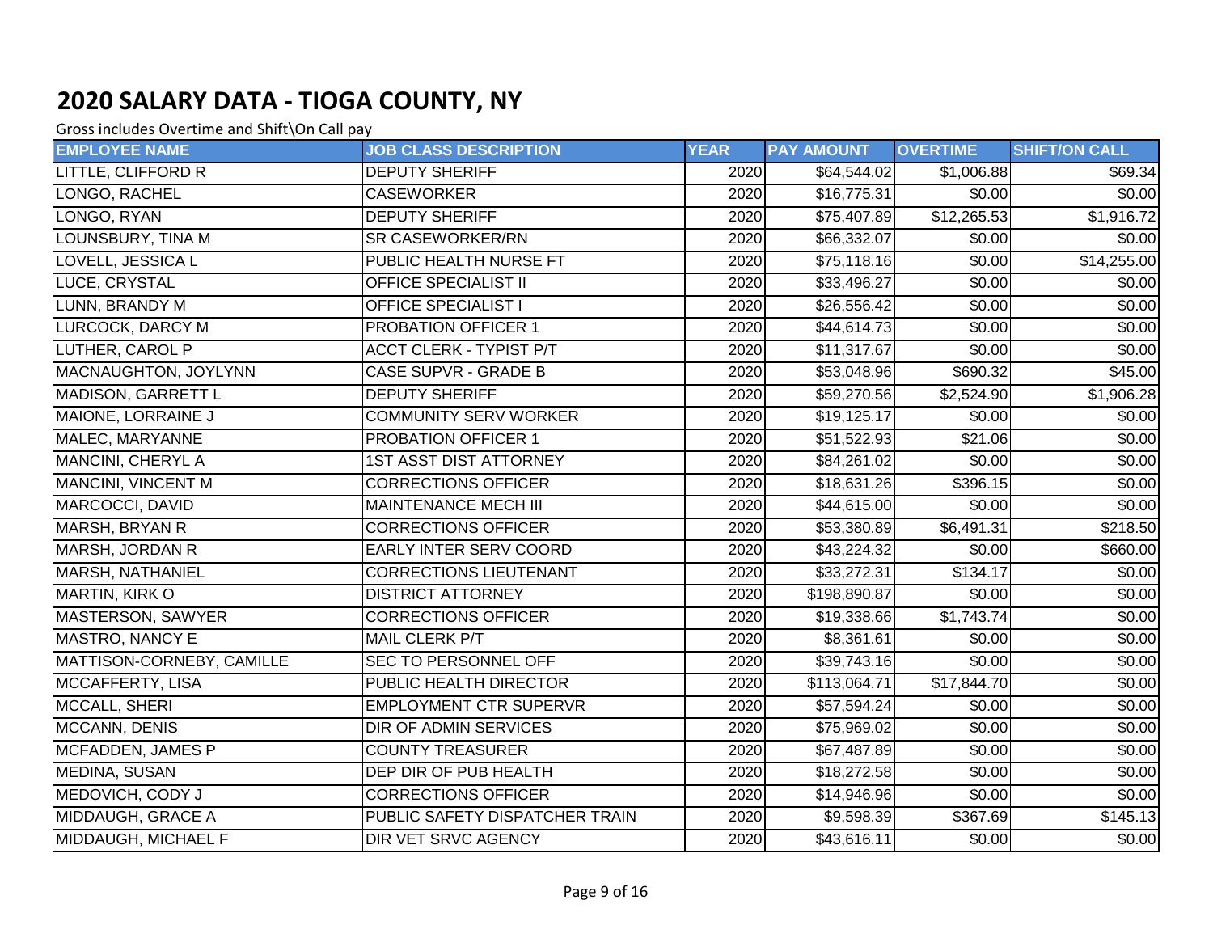# 2020 SALARY DATA - TIOGA COUNTY, NY

Gross includes Overtime and Shift\On Call pay

| EMPLOYEE NAME | JOB CLASS DESCRIPTION | YEAR | PAY AMOUNT | OVERTIME | SHIFT/ON CALL |
|---|---|---|---|---|---|
| LITTLE, CLIFFORD R | DEPUTY SHERIFF | 2020 | $64,544.02 | $1,006.88 | $69.34 |
| LONGO, RACHEL | CASEWORKER | 2020 | $16,775.31 | $0.00 | $0.00 |
| LONGO, RYAN | DEPUTY SHERIFF | 2020 | $75,407.89 | $12,265.53 | $1,916.72 |
| LOUNSBURY, TINA M | SR CASEWORKER/RN | 2020 | $66,332.07 | $0.00 | $0.00 |
| LOVELL, JESSICA L | PUBLIC HEALTH NURSE FT | 2020 | $75,118.16 | $0.00 | $14,255.00 |
| LUCE, CRYSTAL | OFFICE SPECIALIST II | 2020 | $33,496.27 | $0.00 | $0.00 |
| LUNN, BRANDY M | OFFICE SPECIALIST I | 2020 | $26,556.42 | $0.00 | $0.00 |
| LURCOCK, DARCY M | PROBATION OFFICER 1 | 2020 | $44,614.73 | $0.00 | $0.00 |
| LUTHER, CAROL P | ACCT CLERK - TYPIST P/T | 2020 | $11,317.67 | $0.00 | $0.00 |
| MACNAUGHTON, JOYLYNN | CASE SUPVR - GRADE B | 2020 | $53,048.96 | $690.32 | $45.00 |
| MADISON, GARRETT L | DEPUTY SHERIFF | 2020 | $59,270.56 | $2,524.90 | $1,906.28 |
| MAIONE, LORRAINE J | COMMUNITY SERV WORKER | 2020 | $19,125.17 | $0.00 | $0.00 |
| MALEC, MARYANNE | PROBATION OFFICER 1 | 2020 | $51,522.93 | $21.06 | $0.00 |
| MANCINI, CHERYL A | 1ST ASST DIST ATTORNEY | 2020 | $84,261.02 | $0.00 | $0.00 |
| MANCINI, VINCENT M | CORRECTIONS OFFICER | 2020 | $18,631.26 | $396.15 | $0.00 |
| MARCOCCI, DAVID | MAINTENANCE MECH III | 2020 | $44,615.00 | $0.00 | $0.00 |
| MARSH, BRYAN R | CORRECTIONS OFFICER | 2020 | $53,380.89 | $6,491.31 | $218.50 |
| MARSH, JORDAN R | EARLY INTER SERV COORD | 2020 | $43,224.32 | $0.00 | $660.00 |
| MARSH, NATHANIEL | CORRECTIONS LIEUTENANT | 2020 | $33,272.31 | $134.17 | $0.00 |
| MARTIN, KIRK O | DISTRICT ATTORNEY | 2020 | $198,890.87 | $0.00 | $0.00 |
| MASTERSON, SAWYER | CORRECTIONS OFFICER | 2020 | $19,338.66 | $1,743.74 | $0.00 |
| MASTRO, NANCY E | MAIL CLERK P/T | 2020 | $8,361.61 | $0.00 | $0.00 |
| MATTISON-CORNEBY, CAMILLE | SEC TO PERSONNEL OFF | 2020 | $39,743.16 | $0.00 | $0.00 |
| MCCAFFERTY, LISA | PUBLIC HEALTH DIRECTOR | 2020 | $113,064.71 | $17,844.70 | $0.00 |
| MCCALL, SHERI | EMPLOYMENT CTR SUPERVR | 2020 | $57,594.24 | $0.00 | $0.00 |
| MCCANN, DENIS | DIR OF ADMIN SERVICES | 2020 | $75,969.02 | $0.00 | $0.00 |
| MCFADDEN, JAMES P | COUNTY TREASURER | 2020 | $67,487.89 | $0.00 | $0.00 |
| MEDINA, SUSAN | DEP DIR OF PUB HEALTH | 2020 | $18,272.58 | $0.00 | $0.00 |
| MEDOVICH, CODY J | CORRECTIONS OFFICER | 2020 | $14,946.96 | $0.00 | $0.00 |
| MIDDAUGH, GRACE A | PUBLIC SAFETY DISPATCHER TRAIN | 2020 | $9,598.39 | $367.69 | $145.13 |
| MIDDAUGH, MICHAEL F | DIR VET SRVC AGENCY | 2020 | $43,616.11 | $0.00 | $0.00 |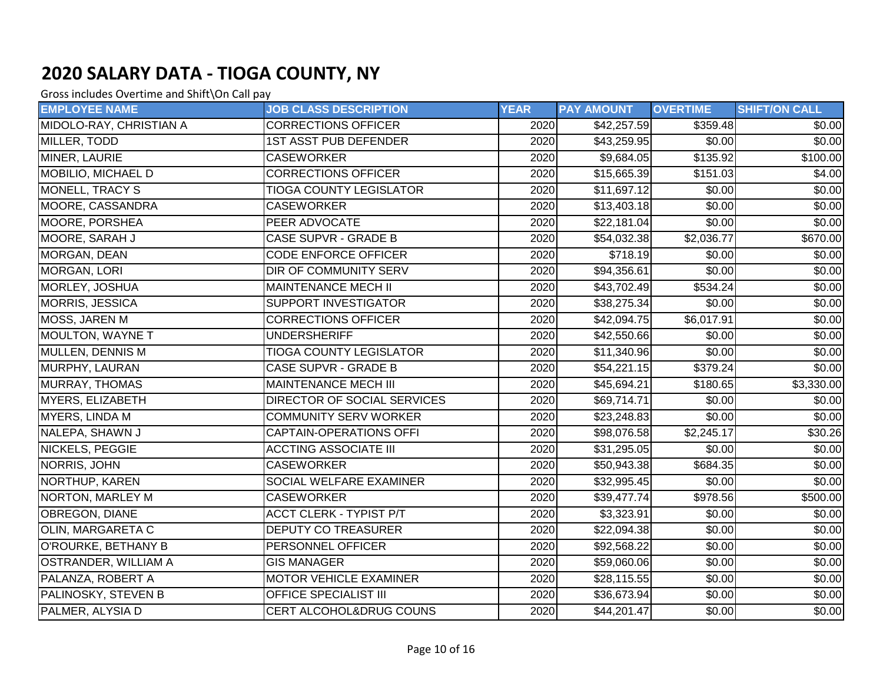# 2020 SALARY DATA - TIOGA COUNTY, NY

Gross includes Overtime and Shift\On Call pay

| EMPLOYEE NAME | JOB CLASS DESCRIPTION | YEAR | PAY AMOUNT | OVERTIME | SHIFT/ON CALL |
|---|---|---|---|---|---|
| MIDOLO-RAY, CHRISTIAN A | CORRECTIONS OFFICER | 2020 | $42,257.59 | $359.48 | $0.00 |
| MILLER, TODD | 1ST ASST PUB DEFENDER | 2020 | $43,259.95 | $0.00 | $0.00 |
| MINER, LAURIE | CASEWORKER | 2020 | $9,684.05 | $135.92 | $100.00 |
| MOBILIO, MICHAEL D | CORRECTIONS OFFICER | 2020 | $15,665.39 | $151.03 | $4.00 |
| MONELL, TRACY S | TIOGA COUNTY LEGISLATOR | 2020 | $11,697.12 | $0.00 | $0.00 |
| MOORE, CASSANDRA | CASEWORKER | 2020 | $13,403.18 | $0.00 | $0.00 |
| MOORE, PORSHEA | PEER ADVOCATE | 2020 | $22,181.04 | $0.00 | $0.00 |
| MOORE, SARAH J | CASE SUPVR - GRADE B | 2020 | $54,032.38 | $2,036.77 | $670.00 |
| MORGAN, DEAN | CODE ENFORCE OFFICER | 2020 | $718.19 | $0.00 | $0.00 |
| MORGAN, LORI | DIR OF COMMUNITY SERV | 2020 | $94,356.61 | $0.00 | $0.00 |
| MORLEY, JOSHUA | MAINTENANCE MECH II | 2020 | $43,702.49 | $534.24 | $0.00 |
| MORRIS, JESSICA | SUPPORT INVESTIGATOR | 2020 | $38,275.34 | $0.00 | $0.00 |
| MOSS, JAREN M | CORRECTIONS OFFICER | 2020 | $42,094.75 | $6,017.91 | $0.00 |
| MOULTON, WAYNE T | UNDERSHERIFF | 2020 | $42,550.66 | $0.00 | $0.00 |
| MULLEN, DENNIS M | TIOGA COUNTY LEGISLATOR | 2020 | $11,340.96 | $0.00 | $0.00 |
| MURPHY, LAURAN | CASE SUPVR - GRADE B | 2020 | $54,221.15 | $379.24 | $0.00 |
| MURRAY, THOMAS | MAINTENANCE MECH III | 2020 | $45,694.21 | $180.65 | $3,330.00 |
| MYERS, ELIZABETH | DIRECTOR OF SOCIAL SERVICES | 2020 | $69,714.71 | $0.00 | $0.00 |
| MYERS, LINDA M | COMMUNITY SERV WORKER | 2020 | $23,248.83 | $0.00 | $0.00 |
| NALEPA, SHAWN J | CAPTAIN-OPERATIONS OFFI | 2020 | $98,076.58 | $2,245.17 | $30.26 |
| NICKELS, PEGGIE | ACCTING ASSOCIATE III | 2020 | $31,295.05 | $0.00 | $0.00 |
| NORRIS, JOHN | CASEWORKER | 2020 | $50,943.38 | $684.35 | $0.00 |
| NORTHUP, KAREN | SOCIAL WELFARE EXAMINER | 2020 | $32,995.45 | $0.00 | $0.00 |
| NORTON, MARLEY M | CASEWORKER | 2020 | $39,477.74 | $978.56 | $500.00 |
| OBREGON, DIANE | ACCT CLERK - TYPIST P/T | 2020 | $3,323.91 | $0.00 | $0.00 |
| OLIN, MARGARETA C | DEPUTY CO TREASURER | 2020 | $22,094.38 | $0.00 | $0.00 |
| O'ROURKE, BETHANY B | PERSONNEL OFFICER | 2020 | $92,568.22 | $0.00 | $0.00 |
| OSTRANDER, WILLIAM A | GIS MANAGER | 2020 | $59,060.06 | $0.00 | $0.00 |
| PALANZA, ROBERT A | MOTOR VEHICLE EXAMINER | 2020 | $28,115.55 | $0.00 | $0.00 |
| PALINOSKY, STEVEN B | OFFICE SPECIALIST III | 2020 | $36,673.94 | $0.00 | $0.00 |
| PALMER, ALYSIA D | CERT ALCOHOL&DRUG COUNS | 2020 | $44,201.47 | $0.00 | $0.00 |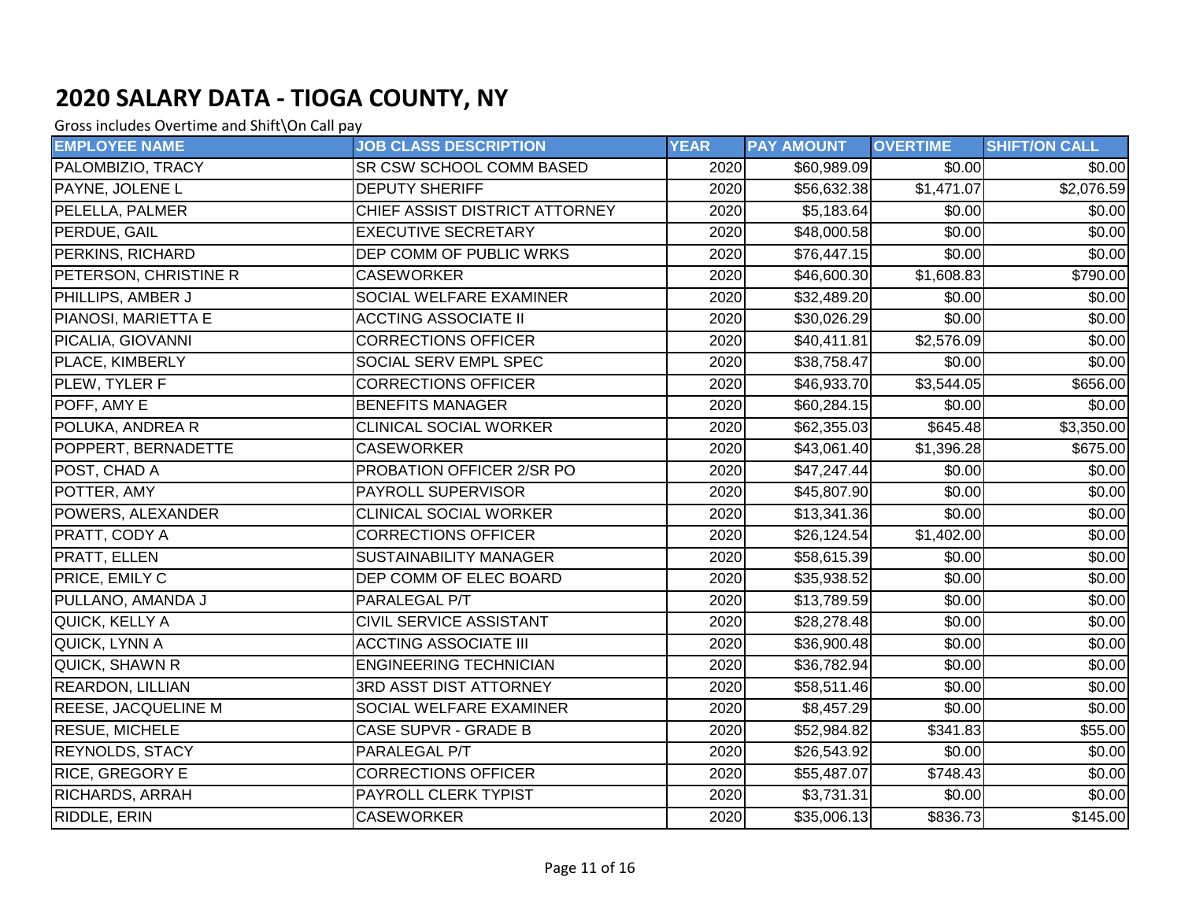# 2020 SALARY DATA - TIOGA COUNTY, NY

Gross includes Overtime and Shift\On Call pay

| EMPLOYEE NAME | JOB CLASS DESCRIPTION | YEAR | PAY AMOUNT | OVERTIME | SHIFT/ON CALL |
|---|---|---|---|---|---|
| PALOMBIZIO, TRACY | SR CSW SCHOOL COMM BASED | 2020 | $60,989.09 | $0.00 | $0.00 |
| PAYNE, JOLENE L | DEPUTY SHERIFF | 2020 | $56,632.38 | $1,471.07 | $2,076.59 |
| PELELLA, PALMER | CHIEF ASSIST DISTRICT ATTORNEY | 2020 | $5,183.64 | $0.00 | $0.00 |
| PERDUE, GAIL | EXECUTIVE SECRETARY | 2020 | $48,000.58 | $0.00 | $0.00 |
| PERKINS, RICHARD | DEP COMM OF PUBLIC WRKS | 2020 | $76,447.15 | $0.00 | $0.00 |
| PETERSON, CHRISTINE R | CASEWORKER | 2020 | $46,600.30 | $1,608.83 | $790.00 |
| PHILLIPS, AMBER J | SOCIAL WELFARE EXAMINER | 2020 | $32,489.20 | $0.00 | $0.00 |
| PIANOSI, MARIETTA E | ACCTING ASSOCIATE II | 2020 | $30,026.29 | $0.00 | $0.00 |
| PICALIA, GIOVANNI | CORRECTIONS OFFICER | 2020 | $40,411.81 | $2,576.09 | $0.00 |
| PLACE, KIMBERLY | SOCIAL SERV EMPL SPEC | 2020 | $38,758.47 | $0.00 | $0.00 |
| PLEW, TYLER F | CORRECTIONS OFFICER | 2020 | $46,933.70 | $3,544.05 | $656.00 |
| POFF, AMY E | BENEFITS MANAGER | 2020 | $60,284.15 | $0.00 | $0.00 |
| POLUKA, ANDREA R | CLINICAL SOCIAL WORKER | 2020 | $62,355.03 | $645.48 | $3,350.00 |
| POPPERT, BERNADETTE | CASEWORKER | 2020 | $43,061.40 | $1,396.28 | $675.00 |
| POST, CHAD A | PROBATION OFFICER 2/SR PO | 2020 | $47,247.44 | $0.00 | $0.00 |
| POTTER, AMY | PAYROLL SUPERVISOR | 2020 | $45,807.90 | $0.00 | $0.00 |
| POWERS, ALEXANDER | CLINICAL SOCIAL WORKER | 2020 | $13,341.36 | $0.00 | $0.00 |
| PRATT, CODY A | CORRECTIONS OFFICER | 2020 | $26,124.54 | $1,402.00 | $0.00 |
| PRATT, ELLEN | SUSTAINABILITY MANAGER | 2020 | $58,615.39 | $0.00 | $0.00 |
| PRICE, EMILY C | DEP COMM OF ELEC BOARD | 2020 | $35,938.52 | $0.00 | $0.00 |
| PULLANO, AMANDA J | PARALEGAL P/T | 2020 | $13,789.59 | $0.00 | $0.00 |
| QUICK, KELLY A | CIVIL SERVICE ASSISTANT | 2020 | $28,278.48 | $0.00 | $0.00 |
| QUICK, LYNN A | ACCTING ASSOCIATE III | 2020 | $36,900.48 | $0.00 | $0.00 |
| QUICK, SHAWN R | ENGINEERING TECHNICIAN | 2020 | $36,782.94 | $0.00 | $0.00 |
| REARDON, LILLIAN | 3RD ASST DIST ATTORNEY | 2020 | $58,511.46 | $0.00 | $0.00 |
| REESE, JACQUELINE M | SOCIAL WELFARE EXAMINER | 2020 | $8,457.29 | $0.00 | $0.00 |
| RESUE, MICHELE | CASE SUPVR - GRADE B | 2020 | $52,984.82 | $341.83 | $55.00 |
| REYNOLDS, STACY | PARALEGAL P/T | 2020 | $26,543.92 | $0.00 | $0.00 |
| RICE, GREGORY E | CORRECTIONS OFFICER | 2020 | $55,487.07 | $748.43 | $0.00 |
| RICHARDS, ARRAH | PAYROLL CLERK TYPIST | 2020 | $3,731.31 | $0.00 | $0.00 |
| RIDDLE, ERIN | CASEWORKER | 2020 | $35,006.13 | $836.73 | $145.00 |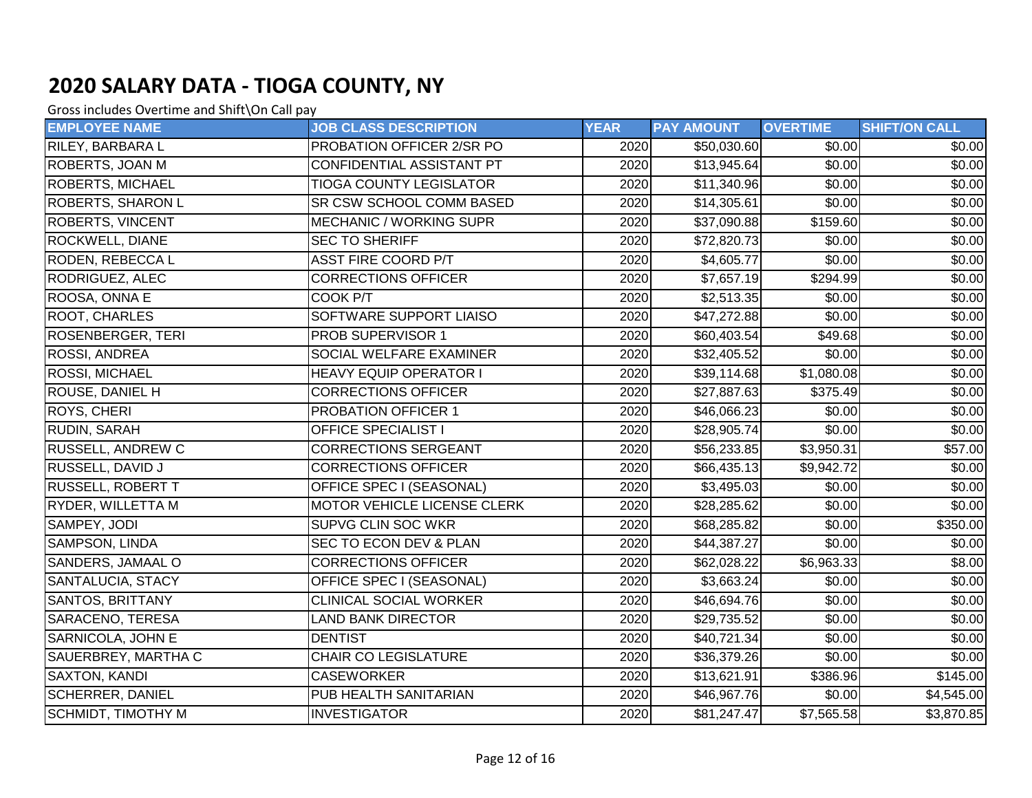# 2020 SALARY DATA - TIOGA COUNTY, NY

Gross includes Overtime and Shift\On Call pay

| EMPLOYEE NAME | JOB CLASS DESCRIPTION | YEAR | PAY AMOUNT | OVERTIME | SHIFT/ON CALL |
|---|---|---|---|---|---|
| RILEY, BARBARA L | PROBATION OFFICER 2/SR PO | 2020 | $50,030.60 | $0.00 | $0.00 |
| ROBERTS, JOAN M | CONFIDENTIAL ASSISTANT PT | 2020 | $13,945.64 | $0.00 | $0.00 |
| ROBERTS, MICHAEL | TIOGA COUNTY LEGISLATOR | 2020 | $11,340.96 | $0.00 | $0.00 |
| ROBERTS, SHARON L | SR CSW SCHOOL COMM BASED | 2020 | $14,305.61 | $0.00 | $0.00 |
| ROBERTS, VINCENT | MECHANIC / WORKING SUPR | 2020 | $37,090.88 | $159.60 | $0.00 |
| ROCKWELL, DIANE | SEC TO SHERIFF | 2020 | $72,820.73 | $0.00 | $0.00 |
| RODEN, REBECCA L | ASST FIRE COORD P/T | 2020 | $4,605.77 | $0.00 | $0.00 |
| RODRIGUEZ, ALEC | CORRECTIONS OFFICER | 2020 | $7,657.19 | $294.99 | $0.00 |
| ROOSA, ONNA E | COOK P/T | 2020 | $2,513.35 | $0.00 | $0.00 |
| ROOT, CHARLES | SOFTWARE SUPPORT LIAISO | 2020 | $47,272.88 | $0.00 | $0.00 |
| ROSENBERGER, TERI | PROB SUPERVISOR 1 | 2020 | $60,403.54 | $49.68 | $0.00 |
| ROSSI, ANDREA | SOCIAL WELFARE EXAMINER | 2020 | $32,405.52 | $0.00 | $0.00 |
| ROSSI, MICHAEL | HEAVY EQUIP OPERATOR I | 2020 | $39,114.68 | $1,080.08 | $0.00 |
| ROUSE, DANIEL H | CORRECTIONS OFFICER | 2020 | $27,887.63 | $375.49 | $0.00 |
| ROYS, CHERI | PROBATION OFFICER 1 | 2020 | $46,066.23 | $0.00 | $0.00 |
| RUDIN, SARAH | OFFICE SPECIALIST I | 2020 | $28,905.74 | $0.00 | $0.00 |
| RUSSELL, ANDREW C | CORRECTIONS SERGEANT | 2020 | $56,233.85 | $3,950.31 | $57.00 |
| RUSSELL, DAVID J | CORRECTIONS OFFICER | 2020 | $66,435.13 | $9,942.72 | $0.00 |
| RUSSELL, ROBERT T | OFFICE SPEC I (SEASONAL) | 2020 | $3,495.03 | $0.00 | $0.00 |
| RYDER, WILLETTA M | MOTOR VEHICLE LICENSE CLERK | 2020 | $28,285.62 | $0.00 | $0.00 |
| SAMPEY, JODI | SUPVG CLIN SOC WKR | 2020 | $68,285.82 | $0.00 | $350.00 |
| SAMPSON, LINDA | SEC TO ECON DEV & PLAN | 2020 | $44,387.27 | $0.00 | $0.00 |
| SANDERS, JAMAAL O | CORRECTIONS OFFICER | 2020 | $62,028.22 | $6,963.33 | $8.00 |
| SANTALUCIA, STACY | OFFICE SPEC I (SEASONAL) | 2020 | $3,663.24 | $0.00 | $0.00 |
| SANTOS, BRITTANY | CLINICAL SOCIAL WORKER | 2020 | $46,694.76 | $0.00 | $0.00 |
| SARACENO, TERESA | LAND BANK DIRECTOR | 2020 | $29,735.52 | $0.00 | $0.00 |
| SARNICOLA, JOHN E | DENTIST | 2020 | $40,721.34 | $0.00 | $0.00 |
| SAUERBREY, MARTHA C | CHAIR CO LEGISLATURE | 2020 | $36,379.26 | $0.00 | $0.00 |
| SAXTON, KANDI | CASEWORKER | 2020 | $13,621.91 | $386.96 | $145.00 |
| SCHERRER, DANIEL | PUB HEALTH SANITARIAN | 2020 | $46,967.76 | $0.00 | $4,545.00 |
| SCHMIDT, TIMOTHY M | INVESTIGATOR | 2020 | $81,247.47 | $7,565.58 | $3,870.85 |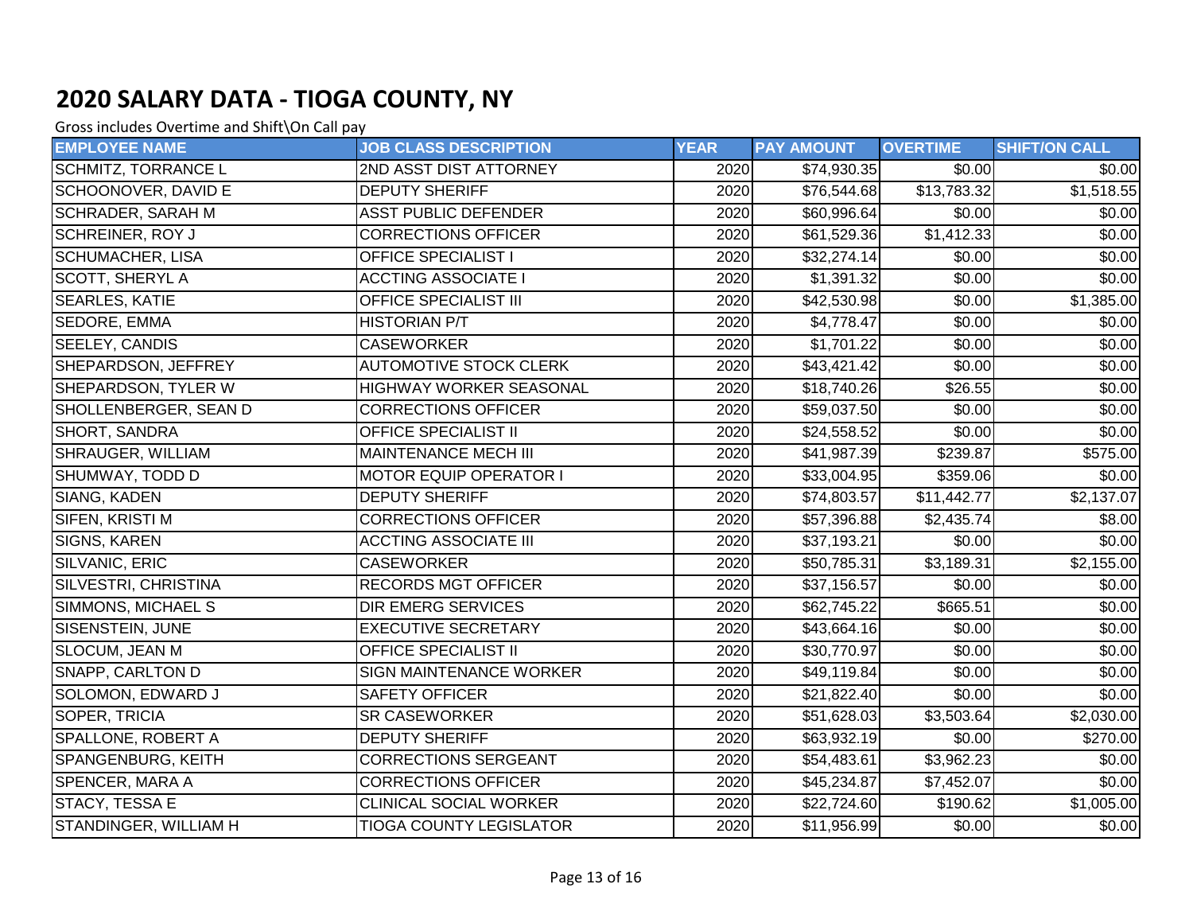# 2020 SALARY DATA - TIOGA COUNTY, NY

Gross includes Overtime and Shift\On Call pay

| EMPLOYEE NAME | JOB CLASS DESCRIPTION | YEAR | PAY AMOUNT | OVERTIME | SHIFT/ON CALL |
|---|---|---|---|---|---|
| SCHMITZ, TORRANCE L | 2ND ASST DIST ATTORNEY | 2020 | $74,930.35 | $0.00 | $0.00 |
| SCHOONOVER, DAVID E | DEPUTY SHERIFF | 2020 | $76,544.68 | $13,783.32 | $1,518.55 |
| SCHRADER, SARAH M | ASST PUBLIC DEFENDER | 2020 | $60,996.64 | $0.00 | $0.00 |
| SCHREINER, ROY J | CORRECTIONS OFFICER | 2020 | $61,529.36 | $1,412.33 | $0.00 |
| SCHUMACHER, LISA | OFFICE SPECIALIST I | 2020 | $32,274.14 | $0.00 | $0.00 |
| SCOTT, SHERYL A | ACCTING ASSOCIATE I | 2020 | $1,391.32 | $0.00 | $0.00 |
| SEARLES, KATIE | OFFICE SPECIALIST III | 2020 | $42,530.98 | $0.00 | $1,385.00 |
| SEDORE, EMMA | HISTORIAN P/T | 2020 | $4,778.47 | $0.00 | $0.00 |
| SEELEY, CANDIS | CASEWORKER | 2020 | $1,701.22 | $0.00 | $0.00 |
| SHEPARDSON, JEFFREY | AUTOMOTIVE STOCK CLERK | 2020 | $43,421.42 | $0.00 | $0.00 |
| SHEPARDSON, TYLER W | HIGHWAY WORKER SEASONAL | 2020 | $18,740.26 | $26.55 | $0.00 |
| SHOLLENBERGER, SEAN D | CORRECTIONS OFFICER | 2020 | $59,037.50 | $0.00 | $0.00 |
| SHORT, SANDRA | OFFICE SPECIALIST II | 2020 | $24,558.52 | $0.00 | $0.00 |
| SHRAUGER, WILLIAM | MAINTENANCE MECH III | 2020 | $41,987.39 | $239.87 | $575.00 |
| SHUMWAY, TODD D | MOTOR EQUIP OPERATOR I | 2020 | $33,004.95 | $359.06 | $0.00 |
| SIANG, KADEN | DEPUTY SHERIFF | 2020 | $74,803.57 | $11,442.77 | $2,137.07 |
| SIFEN, KRISTI M | CORRECTIONS OFFICER | 2020 | $57,396.88 | $2,435.74 | $8.00 |
| SIGNS, KAREN | ACCTING ASSOCIATE III | 2020 | $37,193.21 | $0.00 | $0.00 |
| SILVANIC, ERIC | CASEWORKER | 2020 | $50,785.31 | $3,189.31 | $2,155.00 |
| SILVESTRI, CHRISTINA | RECORDS MGT OFFICER | 2020 | $37,156.57 | $0.00 | $0.00 |
| SIMMONS, MICHAEL S | DIR EMERG SERVICES | 2020 | $62,745.22 | $665.51 | $0.00 |
| SISENSTEIN, JUNE | EXECUTIVE SECRETARY | 2020 | $43,664.16 | $0.00 | $0.00 |
| SLOCUM, JEAN M | OFFICE SPECIALIST II | 2020 | $30,770.97 | $0.00 | $0.00 |
| SNAPP, CARLTON D | SIGN MAINTENANCE WORKER | 2020 | $49,119.84 | $0.00 | $0.00 |
| SOLOMON, EDWARD J | SAFETY OFFICER | 2020 | $21,822.40 | $0.00 | $0.00 |
| SOPER, TRICIA | SR CASEWORKER | 2020 | $51,628.03 | $3,503.64 | $2,030.00 |
| SPALLONE, ROBERT A | DEPUTY SHERIFF | 2020 | $63,932.19 | $0.00 | $270.00 |
| SPANGENBURG, KEITH | CORRECTIONS SERGEANT | 2020 | $54,483.61 | $3,962.23 | $0.00 |
| SPENCER, MARA A | CORRECTIONS OFFICER | 2020 | $45,234.87 | $7,452.07 | $0.00 |
| STACY, TESSA E | CLINICAL SOCIAL WORKER | 2020 | $22,724.60 | $190.62 | $1,005.00 |
| STANDINGER, WILLIAM H | TIOGA COUNTY LEGISLATOR | 2020 | $11,956.99 | $0.00 | $0.00 |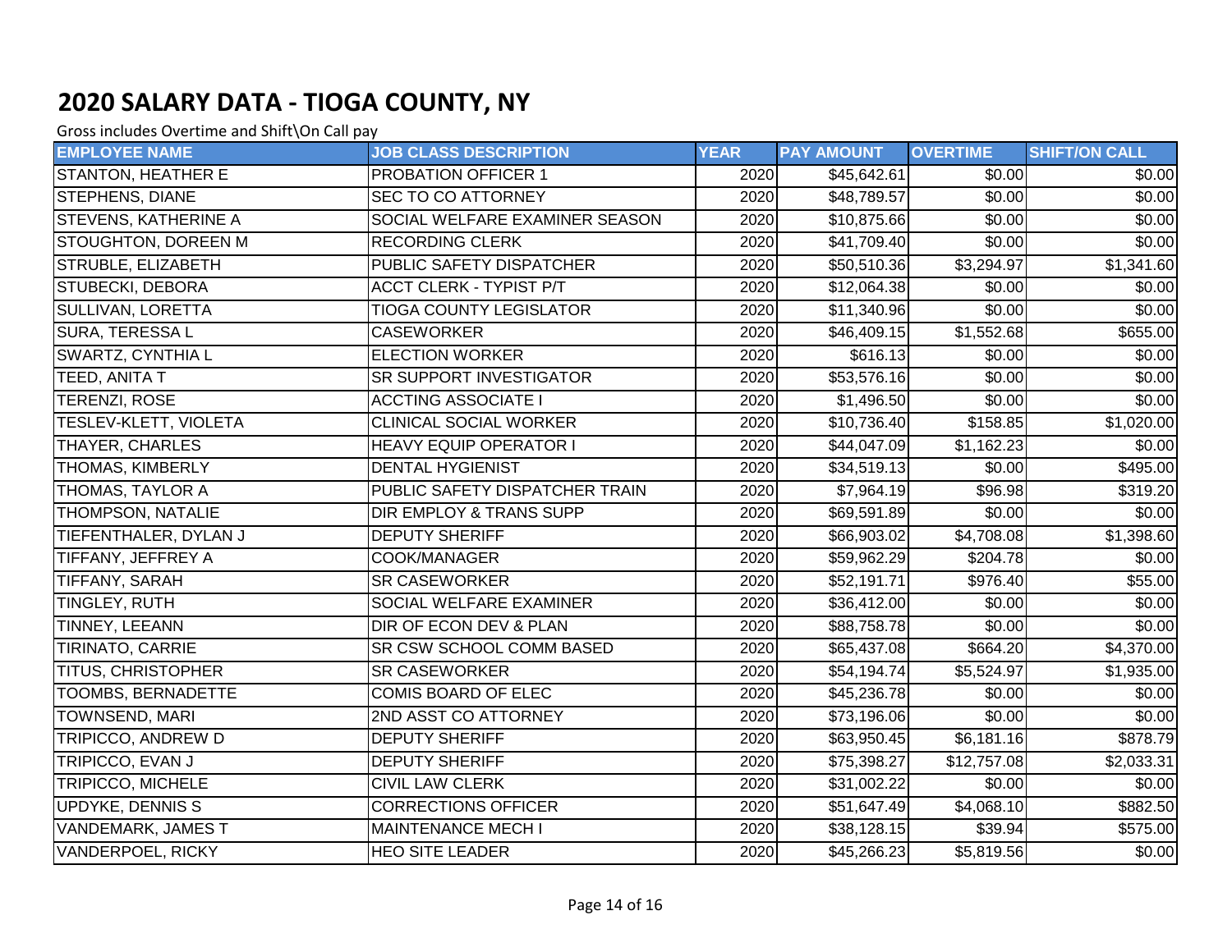# 2020 SALARY DATA - TIOGA COUNTY, NY

Gross includes Overtime and Shift\On Call pay

| EMPLOYEE NAME | JOB CLASS DESCRIPTION | YEAR | PAY AMOUNT | OVERTIME | SHIFT/ON CALL |
|---|---|---|---|---|---|
| STANTON, HEATHER E | PROBATION OFFICER 1 | 2020 | $45,642.61 | $0.00 | $0.00 |
| STEPHENS, DIANE | SEC TO CO ATTORNEY | 2020 | $48,789.57 | $0.00 | $0.00 |
| STEVENS, KATHERINE A | SOCIAL WELFARE EXAMINER SEASON | 2020 | $10,875.66 | $0.00 | $0.00 |
| STOUGHTON, DOREEN M | RECORDING CLERK | 2020 | $41,709.40 | $0.00 | $0.00 |
| STRUBLE, ELIZABETH | PUBLIC SAFETY DISPATCHER | 2020 | $50,510.36 | $3,294.97 | $1,341.60 |
| STUBECKI, DEBORA | ACCT CLERK - TYPIST P/T | 2020 | $12,064.38 | $0.00 | $0.00 |
| SULLIVAN, LORETTA | TIOGA COUNTY LEGISLATOR | 2020 | $11,340.96 | $0.00 | $0.00 |
| SURA, TERESSA L | CASEWORKER | 2020 | $46,409.15 | $1,552.68 | $655.00 |
| SWARTZ, CYNTHIA L | ELECTION WORKER | 2020 | $616.13 | $0.00 | $0.00 |
| TEED, ANITA T | SR SUPPORT INVESTIGATOR | 2020 | $53,576.16 | $0.00 | $0.00 |
| TERENZI, ROSE | ACCTING ASSOCIATE I | 2020 | $1,496.50 | $0.00 | $0.00 |
| TESLEV-KLETT, VIOLETA | CLINICAL SOCIAL WORKER | 2020 | $10,736.40 | $158.85 | $1,020.00 |
| THAYER, CHARLES | HEAVY EQUIP OPERATOR I | 2020 | $44,047.09 | $1,162.23 | $0.00 |
| THOMAS, KIMBERLY | DENTAL HYGIENIST | 2020 | $34,519.13 | $0.00 | $495.00 |
| THOMAS, TAYLOR A | PUBLIC SAFETY DISPATCHER TRAIN | 2020 | $7,964.19 | $96.98 | $319.20 |
| THOMPSON, NATALIE | DIR EMPLOY & TRANS SUPP | 2020 | $69,591.89 | $0.00 | $0.00 |
| TIEFENTHALER, DYLAN J | DEPUTY SHERIFF | 2020 | $66,903.02 | $4,708.08 | $1,398.60 |
| TIFFANY, JEFFREY A | COOK/MANAGER | 2020 | $59,962.29 | $204.78 | $0.00 |
| TIFFANY, SARAH | SR CASEWORKER | 2020 | $52,191.71 | $976.40 | $55.00 |
| TINGLEY, RUTH | SOCIAL WELFARE EXAMINER | 2020 | $36,412.00 | $0.00 | $0.00 |
| TINNEY, LEEANN | DIR OF ECON DEV & PLAN | 2020 | $88,758.78 | $0.00 | $0.00 |
| TIRINATO, CARRIE | SR CSW SCHOOL COMM BASED | 2020 | $65,437.08 | $664.20 | $4,370.00 |
| TITUS, CHRISTOPHER | SR CASEWORKER | 2020 | $54,194.74 | $5,524.97 | $1,935.00 |
| TOOMBS, BERNADETTE | COMIS BOARD OF ELEC | 2020 | $45,236.78 | $0.00 | $0.00 |
| TOWNSEND, MARI | 2ND ASST CO ATTORNEY | 2020 | $73,196.06 | $0.00 | $0.00 |
| TRIPICCO, ANDREW D | DEPUTY SHERIFF | 2020 | $63,950.45 | $6,181.16 | $878.79 |
| TRIPICCO, EVAN J | DEPUTY SHERIFF | 2020 | $75,398.27 | $12,757.08 | $2,033.31 |
| TRIPICCO, MICHELE | CIVIL LAW CLERK | 2020 | $31,002.22 | $0.00 | $0.00 |
| UPDYKE, DENNIS S | CORRECTIONS OFFICER | 2020 | $51,647.49 | $4,068.10 | $882.50 |
| VANDEMARK, JAMES T | MAINTENANCE MECH I | 2020 | $38,128.15 | $39.94 | $575.00 |
| VANDERPOEL, RICKY | HEO SITE LEADER | 2020 | $45,266.23 | $5,819.56 | $0.00 |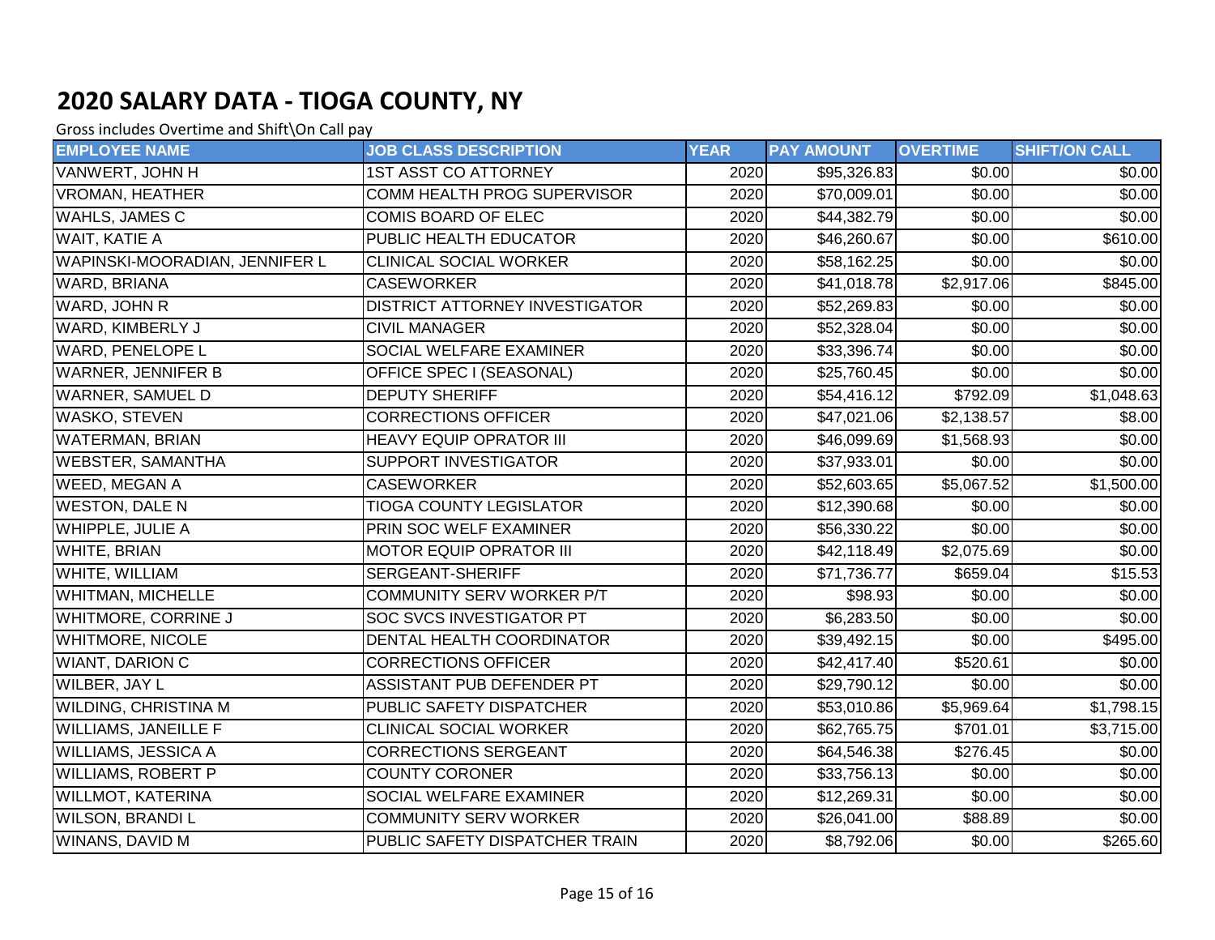# 2020 SALARY DATA - TIOGA COUNTY, NY

Gross includes Overtime and Shift\On Call pay

| EMPLOYEE NAME | JOB CLASS DESCRIPTION | YEAR | PAY AMOUNT | OVERTIME | SHIFT/ON CALL |
|---|---|---|---|---|---|
| VANWERT, JOHN H | 1ST ASST CO ATTORNEY | 2020 | $95,326.83 | $0.00 | $0.00 |
| VROMAN, HEATHER | COMM HEALTH PROG SUPERVISOR | 2020 | $70,009.01 | $0.00 | $0.00 |
| WAHLS, JAMES C | COMIS BOARD OF ELEC | 2020 | $44,382.79 | $0.00 | $0.00 |
| WAIT, KATIE A | PUBLIC HEALTH EDUCATOR | 2020 | $46,260.67 | $0.00 | $610.00 |
| WAPINSKI-MOORADIAN, JENNIFER L | CLINICAL SOCIAL WORKER | 2020 | $58,162.25 | $0.00 | $0.00 |
| WARD, BRIANA | CASEWORKER | 2020 | $41,018.78 | $2,917.06 | $845.00 |
| WARD, JOHN R | DISTRICT ATTORNEY INVESTIGATOR | 2020 | $52,269.83 | $0.00 | $0.00 |
| WARD, KIMBERLY J | CIVIL MANAGER | 2020 | $52,328.04 | $0.00 | $0.00 |
| WARD, PENELOPE L | SOCIAL WELFARE EXAMINER | 2020 | $33,396.74 | $0.00 | $0.00 |
| WARNER, JENNIFER B | OFFICE SPEC I (SEASONAL) | 2020 | $25,760.45 | $0.00 | $0.00 |
| WARNER, SAMUEL D | DEPUTY SHERIFF | 2020 | $54,416.12 | $792.09 | $1,048.63 |
| WASKO, STEVEN | CORRECTIONS OFFICER | 2020 | $47,021.06 | $2,138.57 | $8.00 |
| WATERMAN, BRIAN | HEAVY EQUIP OPRATOR III | 2020 | $46,099.69 | $1,568.93 | $0.00 |
| WEBSTER, SAMANTHA | SUPPORT INVESTIGATOR | 2020 | $37,933.01 | $0.00 | $0.00 |
| WEED, MEGAN A | CASEWORKER | 2020 | $52,603.65 | $5,067.52 | $1,500.00 |
| WESTON, DALE N | TIOGA COUNTY LEGISLATOR | 2020 | $12,390.68 | $0.00 | $0.00 |
| WHIPPLE, JULIE A | PRIN SOC WELF EXAMINER | 2020 | $56,330.22 | $0.00 | $0.00 |
| WHITE, BRIAN | MOTOR EQUIP OPRATOR III | 2020 | $42,118.49 | $2,075.69 | $0.00 |
| WHITE, WILLIAM | SERGEANT-SHERIFF | 2020 | $71,736.77 | $659.04 | $15.53 |
| WHITMAN, MICHELLE | COMMUNITY SERV WORKER P/T | 2020 | $98.93 | $0.00 | $0.00 |
| WHITMORE, CORRINE J | SOC SVCS INVESTIGATOR PT | 2020 | $6,283.50 | $0.00 | $0.00 |
| WHITMORE, NICOLE | DENTAL HEALTH COORDINATOR | 2020 | $39,492.15 | $0.00 | $495.00 |
| WIANT, DARION C | CORRECTIONS OFFICER | 2020 | $42,417.40 | $520.61 | $0.00 |
| WILBER, JAY L | ASSISTANT PUB DEFENDER PT | 2020 | $29,790.12 | $0.00 | $0.00 |
| WILDING, CHRISTINA M | PUBLIC SAFETY DISPATCHER | 2020 | $53,010.86 | $5,969.64 | $1,798.15 |
| WILLIAMS, JANEILLE F | CLINICAL SOCIAL WORKER | 2020 | $62,765.75 | $701.01 | $3,715.00 |
| WILLIAMS, JESSICA A | CORRECTIONS SERGEANT | 2020 | $64,546.38 | $276.45 | $0.00 |
| WILLIAMS, ROBERT P | COUNTY CORONER | 2020 | $33,756.13 | $0.00 | $0.00 |
| WILLMOT, KATERINA | SOCIAL WELFARE EXAMINER | 2020 | $12,269.31 | $0.00 | $0.00 |
| WILSON, BRANDI L | COMMUNITY SERV WORKER | 2020 | $26,041.00 | $88.89 | $0.00 |
| WINANS, DAVID M | PUBLIC SAFETY DISPATCHER TRAIN | 2020 | $8,792.06 | $0.00 | $265.60 |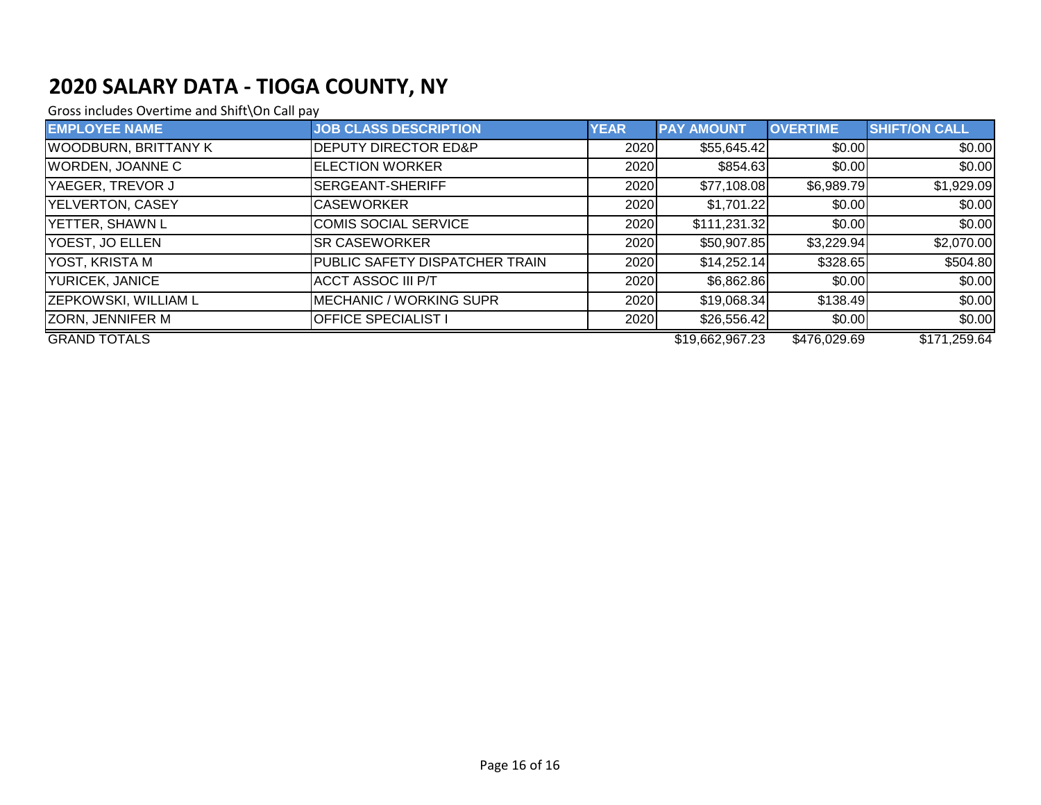# 2020 SALARY DATA - TIOGA COUNTY, NY

Gross includes Overtime and Shift\On Call pay

| EMPLOYEE NAME | JOB CLASS DESCRIPTION | YEAR | PAY AMOUNT | OVERTIME | SHIFT/ON CALL |
|---|---|---|---|---|---|
| WOODBURN, BRITTANY K | DEPUTY DIRECTOR ED&P | 2020 | $55,645.42 | $0.00 | $0.00 |
| WORDEN, JOANNE C | ELECTION WORKER | 2020 | $854.63 | $0.00 | $0.00 |
| YAEGER, TREVOR J | SERGEANT-SHERIFF | 2020 | $77,108.08 | $6,989.79 | $1,929.09 |
| YELVERTON, CASEY | CASEWORKER | 2020 | $1,701.22 | $0.00 | $0.00 |
| YETTER, SHAWN L | COMIS SOCIAL SERVICE | 2020 | $111,231.32 | $0.00 | $0.00 |
| YOEST, JO ELLEN | SR CASEWORKER | 2020 | $50,907.85 | $3,229.94 | $2,070.00 |
| YOST, KRISTA M | PUBLIC SAFETY DISPATCHER TRAIN | 2020 | $14,252.14 | $328.65 | $504.80 |
| YURICEK, JANICE | ACCT ASSOC III P/T | 2020 | $6,862.86 | $0.00 | $0.00 |
| ZEPKOWSKI, WILLIAM L | MECHANIC / WORKING SUPR | 2020 | $19,068.34 | $138.49 | $0.00 |
| ZORN, JENNIFER M | OFFICE SPECIALIST I | 2020 | $26,556.42 | $0.00 | $0.00 |
| GRAND TOTALS | | | $19,662,967.23 | $476,029.69 | $171,259.64 |